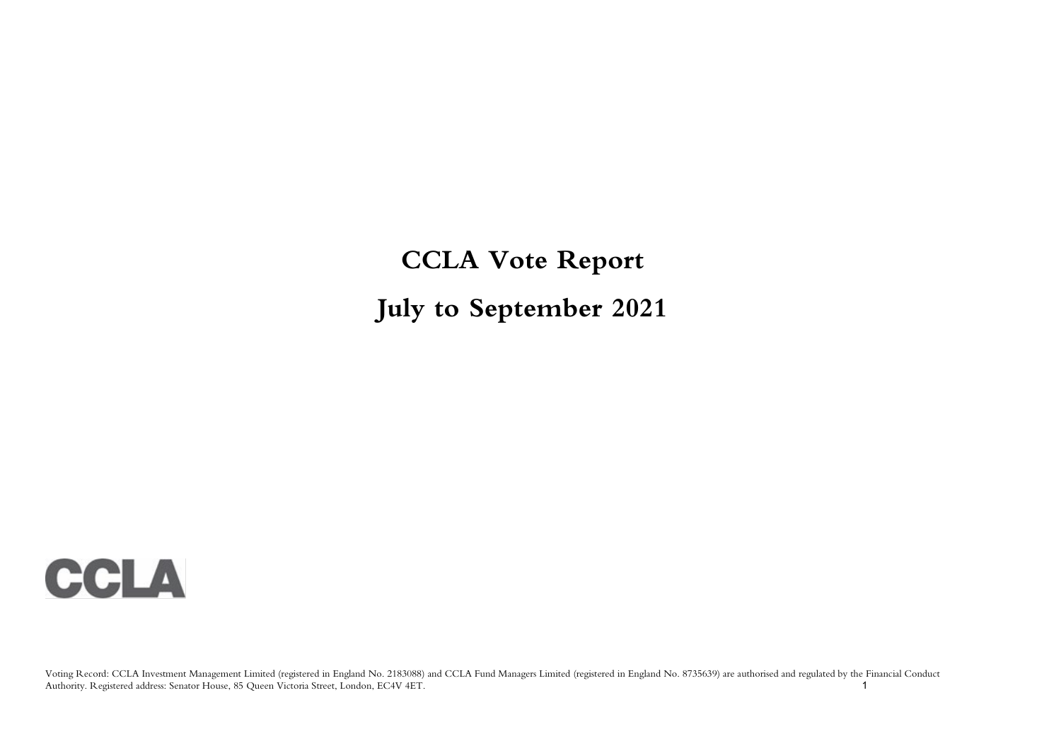# CCLA Vote Report

# July to September 2021

CCLA

Voting Record: CCLA Investment Management Limited (registered in England No. 2183088) and CCLA Fund Managers Limited (registered in England No. 8735639) are authorised and regulated by the Financial Conduct Authority. Registered address: Senator House, 85 Queen Victoria Street, London, EC4V 4ET.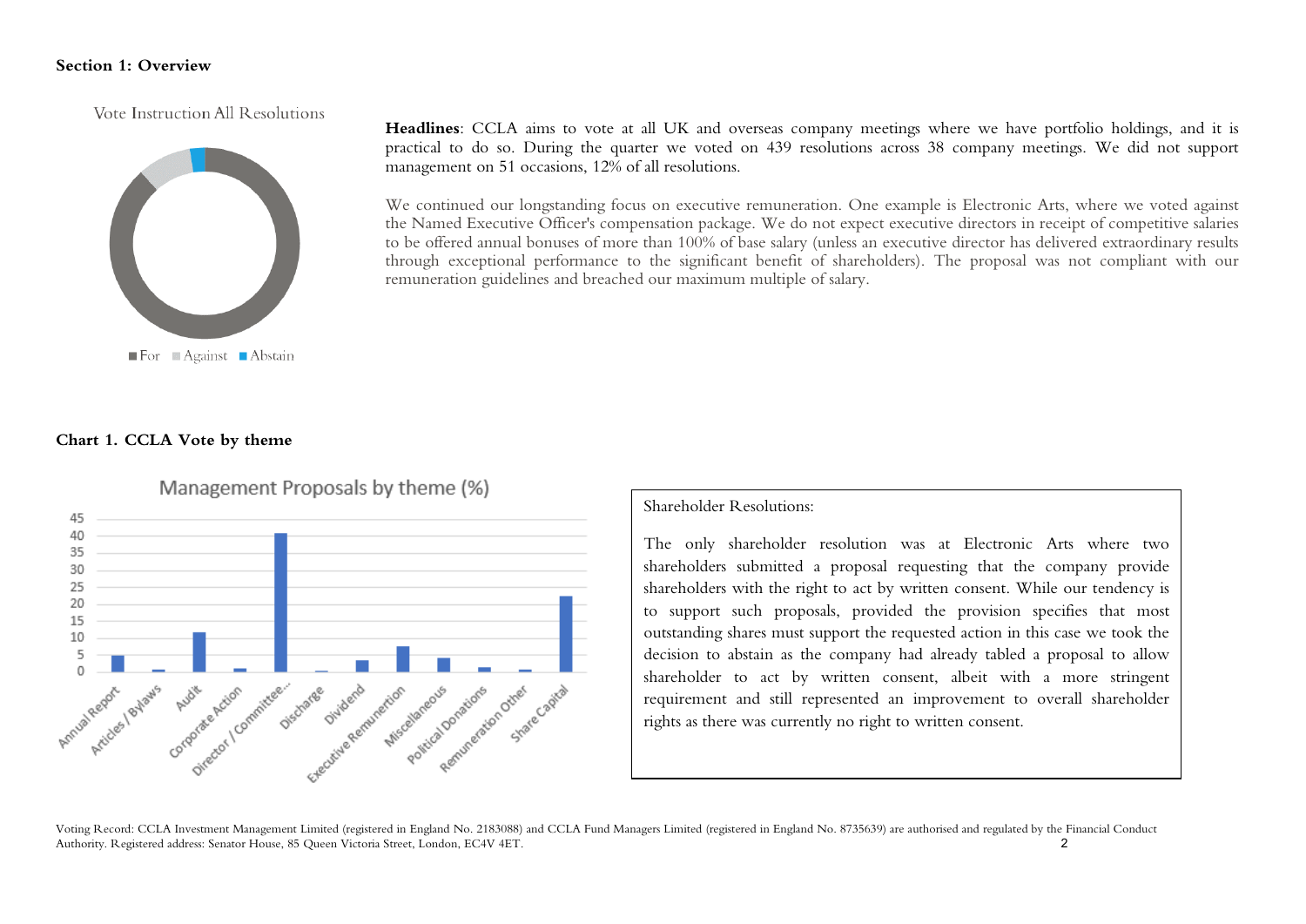## Section 1: Overview

Vote Instruction All Resolutions

■ For ■ Against ■ Abstain

**Headlines**: CCLA aims to vote at all UK and overseas company meetings where we have portfolio holdings, and it is practical to do so. During the quarter we voted on 439 resolutions across 38 company meetings. We did not support management on 51 occasions, 12% of all resolutions.

We continued our longstanding focus on executive remuneration. One example is Electronic Arts, where we voted against the Named Executive Officer's compensation package. We do not expect executive directors in receipt of competitive salaries to be offered annual bonuses of more than 100% of base salary (unless an executive director has delivered extraordinary results through exceptional performance to the significant benefit of shareholders). The proposal was not compliant with our remuneration guidelines and breached our maximum multiple of salary.

### Chart 1. CCLA Vote by theme

Management Proposals by theme (%)

Annual Report, Articles / Bylaws, Audit, Corporate Action, Director / Committee..., Discharge, Dividend, Executive Remunertion, Miscellaneous, Political Donations, Remuneration Other, Share Capital

Shareholder Resolutions:

The only shareholder resolution was at Electronic Arts where two shareholders submitted a proposal requesting that the company provide shareholders with the right to act by written consent. While our tendency is to support such proposals, provided the provision specifies that most outstanding shares must support the requested action in this case we took the decision to abstain as the company had already tabled a proposal to allow shareholder to act by written consent, albeit with a more stringent requirement and still represented an improvement to overall shareholder rights as there was currently no right to written consent.

Voting Record: CCLA Investment Management Limited (registered in England No. 2183088) and CCLA Fund Managers Limited (registered in England No. 8735639) are authorised and regulated by the Financial Conduct Authority. Registered address: Senator House, 85 Queen Victoria Street, London, EC4V 4ET.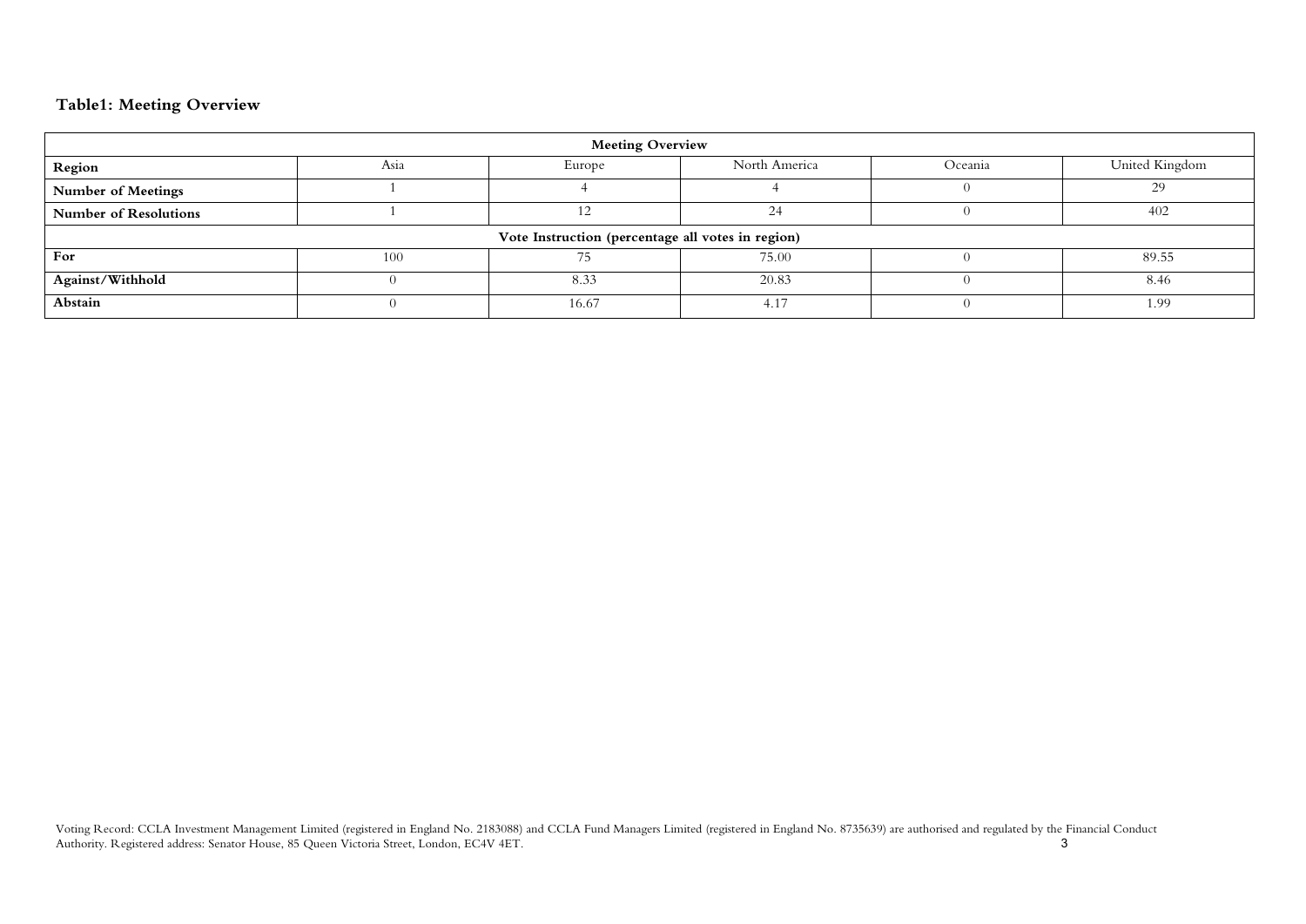**Table1: Meeting Overview**

| Meeting Overview | | | | | |
|---|---|---|---|---|---|
| **Region** | Asia | Europe | North America | Oceania | United Kingdom |
| **Number of Meetings** | 1 | 4 | 4 | 0 | 29 |
| **Number of Resolutions** | 1 | 12 | 24 | 0 | 402 |
| **Vote Instruction (percentage all votes in region)** | | | | | |
| **For** | 100 | 75 | 75.00 | 0 | 89.55 |
| **Against/Withhold** | 0 | 8.33 | 20.83 | 0 | 8.46 |
| **Abstain** | 0 | 16.67 | 4.17 | 0 | 1.99 |

Voting Record: CCLA Investment Management Limited (registered in England No. 2183088) and CCLA Fund Managers Limited (registered in England No. 8735639) are authorised and regulated by the Financial Conduct Authority. Registered address: Senator House, 85 Queen Victoria Street, London, EC4V 4ET.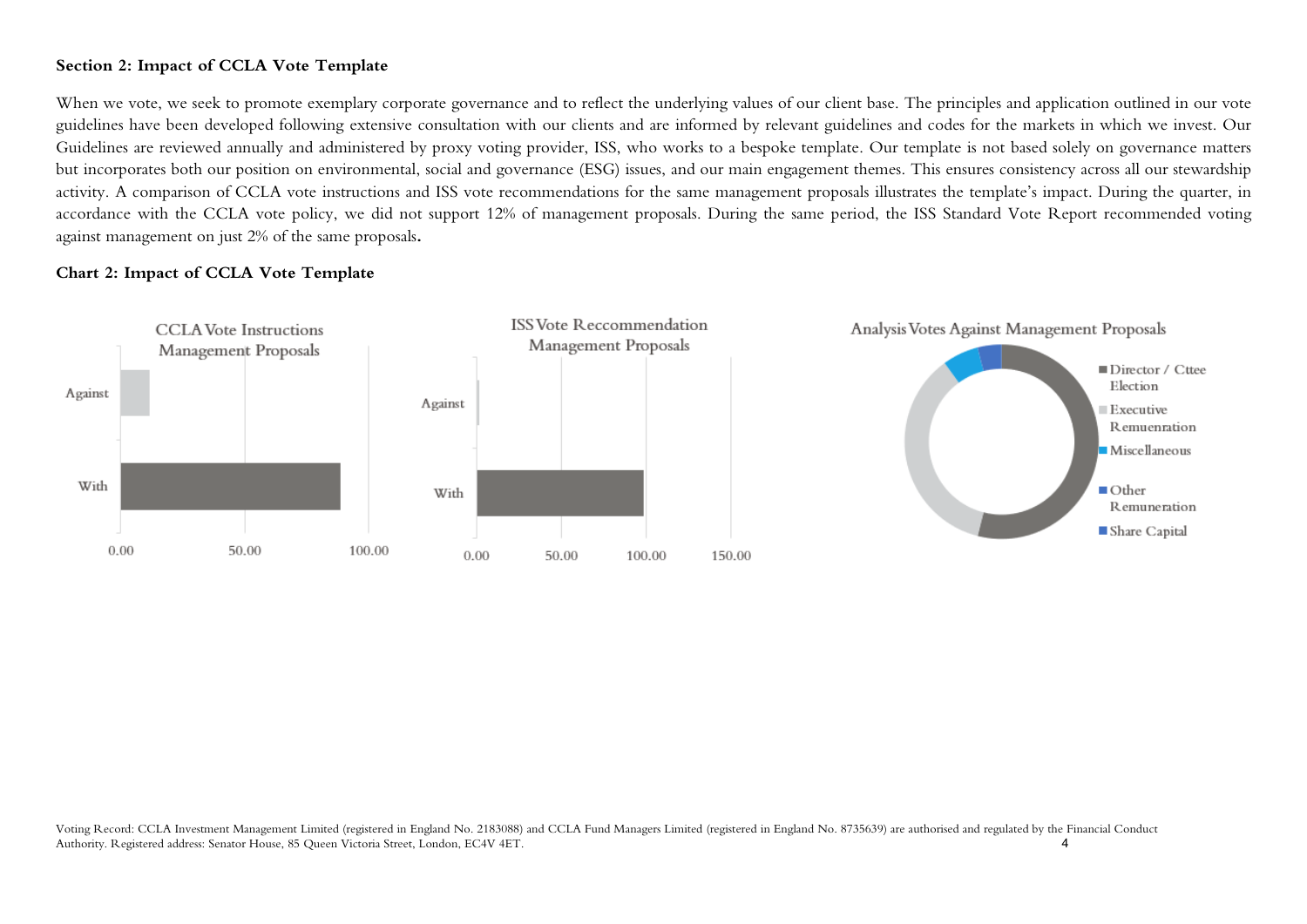### Section 2: Impact of CCLA Vote Template

When we vote, we seek to promote exemplary corporate governance and to reflect the underlying values of our client base. The principles and application outlined in our vote guidelines have been developed following extensive consultation with our clients and are informed by relevant guidelines and codes for the markets in which we invest. Our Guidelines are reviewed annually and administered by proxy voting provider, ISS, who works to a bespoke template. Our template is not based solely on governance matters but incorporates both our position on environmental, social and governance (ESG) issues, and our main engagement themes. This ensures consistency across all our stewardship activity. A comparison of CCLA vote instructions and ISS vote recommendations for the same management proposals illustrates the template's impact. During the quarter, in accordance with the CCLA vote policy, we did not support 12% of management proposals. During the same period, the ISS Standard Vote Report recommended voting against management on just 2% of the same proposals**.**

### Chart 2: Impact of CCLA Vote Template

CCLA Vote Instructions Management Proposals

ISS Vote Reccommendation Management Proposals

Analysis Votes Against Management Proposals

- Director / Cttee Election
- Executive Remuenration
- Miscellaneous
- Other Remuneration
- Share Capital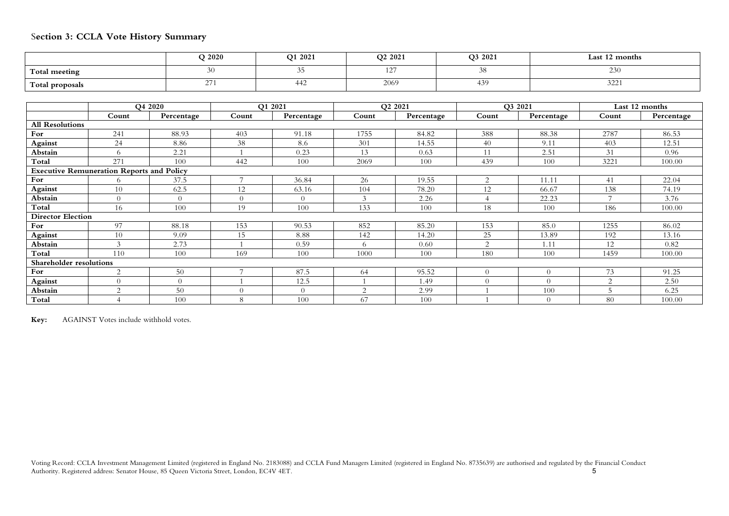## Section 3: CCLA Vote History Summary

| | Q 2020 | Q1 2021 | Q2 2021 | Q3 2021 | Last 12 months |
|---|---|---|---|---|---|
| **Total meeting** | 30 | 35 | 127 | 38 | 230 |
| **Total proposals** | 271 | 442 | 2069 | 439 | 3221 |

| | Q4 2020 | | Q1 2021 | | Q2 2021 | | Q3 2021 | | Last 12 months | |
|---|---|---|---|---|---|---|---|---|---|---|
| | **Count** | **Percentage** | **Count** | **Percentage** | **Count** | **Percentage** | **Count** | **Percentage** | **Count** | **Percentage** |
| **All Resolutions** | | | | | | | | | | |
| **For** | 241 | 88.93 | 403 | 91.18 | 1755 | 84.82 | 388 | 88.38 | 2787 | 86.53 |
| **Against** | 24 | 8.86 | 38 | 8.6 | 301 | 14.55 | 40 | 9.11 | 403 | 12.51 |
| **Abstain** | 6 | 2.21 | 1 | 0.23 | 13 | 0.63 | 11 | 2.51 | 31 | 0.96 |
| **Total** | 271 | 100 | 442 | 100 | 2069 | 100 | 439 | 100 | 3221 | 100.00 |
| **Executive Remuneration Reports and Policy** | | | | | | | | | | |
| **For** | 6 | 37.5 | 7 | 36.84 | 26 | 19.55 | 2 | 11.11 | 41 | 22.04 |
| **Against** | 10 | 62.5 | 12 | 63.16 | 104 | 78.20 | 12 | 66.67 | 138 | 74.19 |
| **Abstain** | 0 | 0 | 0 | 0 | 3 | 2.26 | 4 | 22.23 | 7 | 3.76 |
| **Total** | 16 | 100 | 19 | 100 | 133 | 100 | 18 | 100 | 186 | 100.00 |
| **Director Election** | | | | | | | | | | |
| **For** | 97 | 88.18 | 153 | 90.53 | 852 | 85.20 | 153 | 85.0 | 1255 | 86.02 |
| **Against** | 10 | 9.09 | 15 | 8.88 | 142 | 14.20 | 25 | 13.89 | 192 | 13.16 |
| **Abstain** | 3 | 2.73 | 1 | 0.59 | 6 | 0.60 | 2 | 1.11 | 12 | 0.82 |
| **Total** | 110 | 100 | 169 | 100 | 1000 | 100 | 180 | 100 | 1459 | 100.00 |
| **Shareholder resolutions** | | | | | | | | | | |
| **For** | 2 | 50 | 7 | 87.5 | 64 | 95.52 | 0 | 0 | 73 | 91.25 |
| **Against** | 0 | 0 | 1 | 12.5 | 1 | 1.49 | 0 | 0 | 2 | 2.50 |
| **Abstain** | 2 | 50 | 0 | 0 | 2 | 2.99 | 1 | 100 | 5 | 6.25 |
| **Total** | 4 | 100 | 8 | 100 | 67 | 100 | 1 | 0 | 80 | 100.00 |

**Key:** AGAINST Votes include withhold votes.

Voting Record: CCLA Investment Management Limited (registered in England No. 2183088) and CCLA Fund Managers Limited (registered in England No. 8735639) are authorised and regulated by the Financial Conduct Authority. Registered address: Senator House, 85 Queen Victoria Street, London, EC4V 4ET.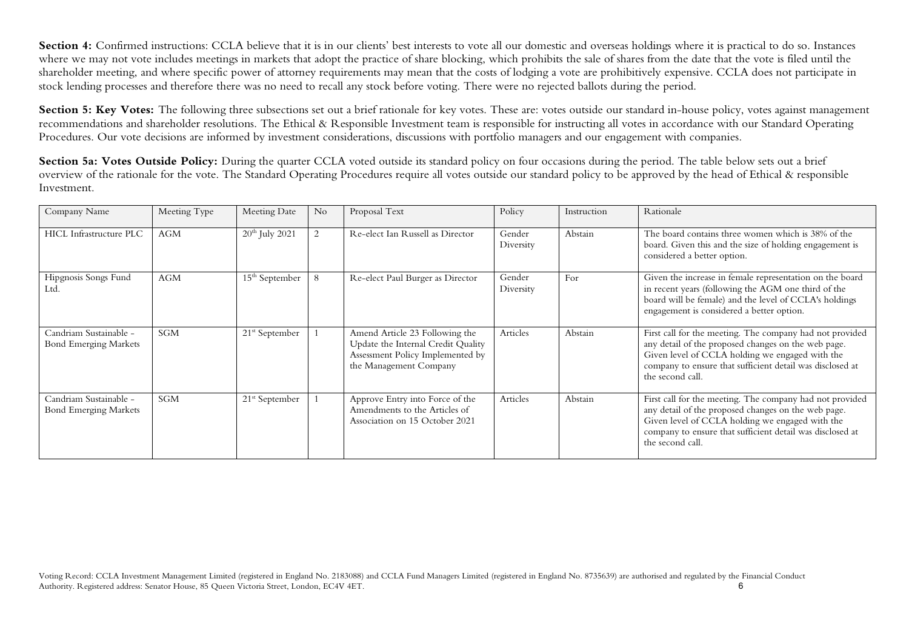**Section 4:** Confirmed instructions: CCLA believe that it is in our clients' best interests to vote all our domestic and overseas holdings where it is practical to do so. Instances where we may not vote includes meetings in markets that adopt the practice of share blocking, which prohibits the sale of shares from the date that the vote is filed until the shareholder meeting, and where specific power of attorney requirements may mean that the costs of lodging a vote are prohibitively expensive. CCLA does not participate in stock lending processes and therefore there was no need to recall any stock before voting. There were no rejected ballots during the period.

**Section 5: Key Votes:** The following three subsections set out a brief rationale for key votes. These are: votes outside our standard in-house policy, votes against management recommendations and shareholder resolutions. The Ethical & Responsible Investment team is responsible for instructing all votes in accordance with our Standard Operating Procedures. Our vote decisions are informed by investment considerations, discussions with portfolio managers and our engagement with companies.

**Section 5a: Votes Outside Policy:** During the quarter CCLA voted outside its standard policy on four occasions during the period. The table below sets out a brief overview of the rationale for the vote. The Standard Operating Procedures require all votes outside our standard policy to be approved by the head of Ethical & responsible Investment.

| Company Name | Meeting Type | Meeting Date | No | Proposal Text | Policy | Instruction | Rationale |
|---|---|---|---|---|---|---|---|
| HICL Infrastructure PLC | AGM | 20th July 2021 | 2 | Re-elect Ian Russell as Director | Gender Diversity | Abstain | The board contains three women which is 38% of the board. Given this and the size of holding engagement is considered a better option. |
| Hipgnosis Songs Fund Ltd. | AGM | 15th September | 8 | Re-elect Paul Burger as Director | Gender Diversity | For | Given the increase in female representation on the board in recent years (following the AGM one third of the board will be female) and the level of CCLA's holdings engagement is considered a better option. |
| Candriam Sustainable - Bond Emerging Markets | SGM | 21st September | 1 | Amend Article 23 Following the Update the Internal Credit Quality Assessment Policy Implemented by the Management Company | Articles | Abstain | First call for the meeting. The company had not provided any detail of the proposed changes on the web page. Given level of CCLA holding we engaged with the company to ensure that sufficient detail was disclosed at the second call. |
| Candriam Sustainable - Bond Emerging Markets | SGM | 21st September | 1 | Approve Entry into Force of the Amendments to the Articles of Association on 15 October 2021 | Articles | Abstain | First call for the meeting. The company had not provided any detail of the proposed changes on the web page. Given level of CCLA holding we engaged with the company to ensure that sufficient detail was disclosed at the second call. |

Voting Record: CCLA Investment Management Limited (registered in England No. 2183088) and CCLA Fund Managers Limited (registered in England No. 8735639) are authorised and regulated by the Financial Conduct Authority. Registered address: Senator House, 85 Queen Victoria Street, London, EC4V 4ET.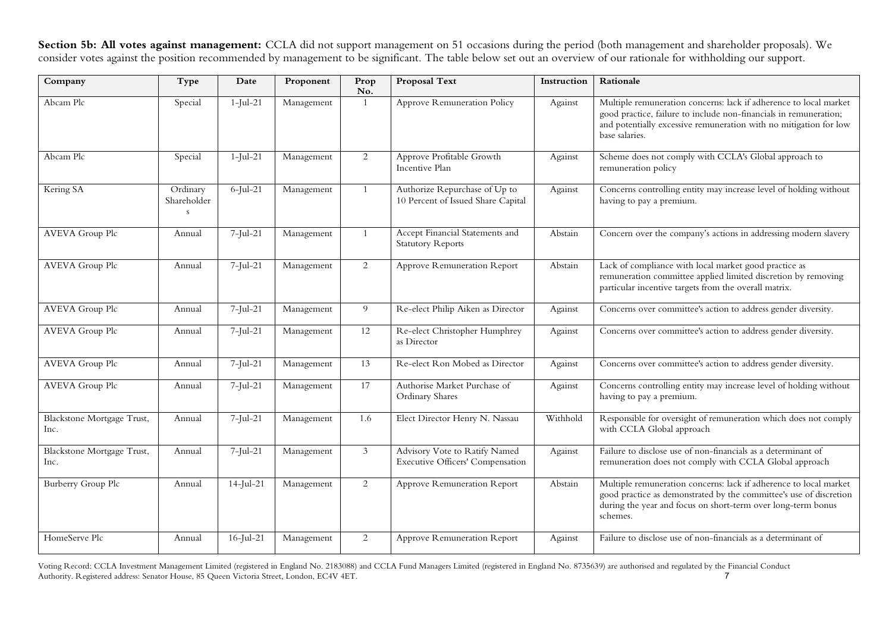**Section 5b: All votes against management:** CCLA did not support management on 51 occasions during the period (both management and shareholder proposals). We consider votes against the position recommended by management to be significant. The table below set out an overview of our rationale for withholding our support.

| Company | Type | Date | Proponent | Prop No. | Proposal Text | Instruction | Rationale |
|---|---|---|---|---|---|---|---|
| Abcam Plc | Special | 1-Jul-21 | Management | 1 | Approve Remuneration Policy | Against | Multiple remuneration concerns: lack if adherence to local market good practice, failure to include non-financials in remuneration; and potentially excessive remuneration with no mitigation for low base salaries. |
| Abcam Plc | Special | 1-Jul-21 | Management | 2 | Approve Profitable Growth Incentive Plan | Against | Scheme does not comply with CCLA's Global approach to remuneration policy |
| Kering SA | Ordinary Shareholders | 6-Jul-21 | Management | 1 | Authorize Repurchase of Up to 10 Percent of Issued Share Capital | Against | Concerns controlling entity may increase level of holding without having to pay a premium. |
| AVEVA Group Plc | Annual | 7-Jul-21 | Management | 1 | Accept Financial Statements and Statutory Reports | Abstain | Concern over the company's actions in addressing modern slavery |
| AVEVA Group Plc | Annual | 7-Jul-21 | Management | 2 | Approve Remuneration Report | Abstain | Lack of compliance with local market good practice as remuneration committee applied limited discretion by removing particular incentive targets from the overall matrix. |
| AVEVA Group Plc | Annual | 7-Jul-21 | Management | 9 | Re-elect Philip Aiken as Director | Against | Concerns over committee's action to address gender diversity. |
| AVEVA Group Plc | Annual | 7-Jul-21 | Management | 12 | Re-elect Christopher Humphrey as Director | Against | Concerns over committee's action to address gender diversity. |
| AVEVA Group Plc | Annual | 7-Jul-21 | Management | 13 | Re-elect Ron Mobed as Director | Against | Concerns over committee's action to address gender diversity. |
| AVEVA Group Plc | Annual | 7-Jul-21 | Management | 17 | Authorise Market Purchase of Ordinary Shares | Against | Concerns controlling entity may increase level of holding without having to pay a premium. |
| Blackstone Mortgage Trust, Inc. | Annual | 7-Jul-21 | Management | 1.6 | Elect Director Henry N. Nassau | Withhold | Responsible for oversight of remuneration which does not comply with CCLA Global approach |
| Blackstone Mortgage Trust, Inc. | Annual | 7-Jul-21 | Management | 3 | Advisory Vote to Ratify Named Executive Officers' Compensation | Against | Failure to disclose use of non-financials as a determinant of remuneration does not comply with CCLA Global approach |
| Burberry Group Plc | Annual | 14-Jul-21 | Management | 2 | Approve Remuneration Report | Abstain | Multiple remuneration concerns: lack if adherence to local market good practice as demonstrated by the committee's use of discretion during the year and focus on short-term over long-term bonus schemes. |
| HomeServe Plc | Annual | 16-Jul-21 | Management | 2 | Approve Remuneration Report | Against | Failure to disclose use of non-financials as a determinant of |

Voting Record: CCLA Investment Management Limited (registered in England No. 2183088) and CCLA Fund Managers Limited (registered in England No. 8735639) are authorised and regulated by the Financial Conduct Authority. Registered address: Senator House, 85 Queen Victoria Street, London, EC4V 4ET.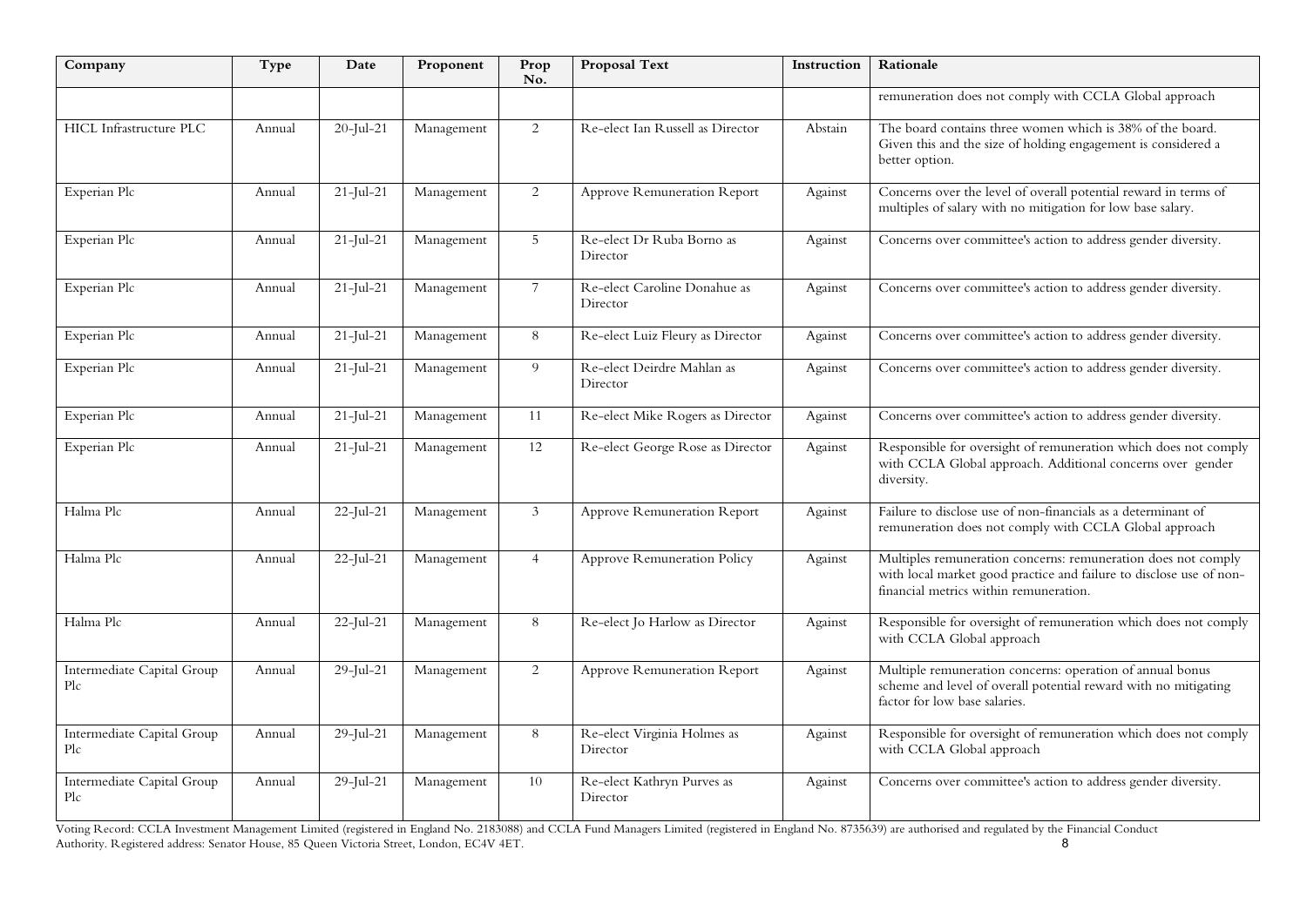| Company | Type | Date | Proponent | Prop No. | Proposal Text | Instruction | Rationale |
|---|---|---|---|---|---|---|---|
| | | | | | | | remuneration does not comply with CCLA Global approach |
| HICL Infrastructure PLC | Annual | 20-Jul-21 | Management | 2 | Re-elect Ian Russell as Director | Abstain | The board contains three women which is 38% of the board. Given this and the size of holding engagement is considered a better option. |
| Experian Plc | Annual | 21-Jul-21 | Management | 2 | Approve Remuneration Report | Against | Concerns over the level of overall potential reward in terms of multiples of salary with no mitigation for low base salary. |
| Experian Plc | Annual | 21-Jul-21 | Management | 5 | Re-elect Dr Ruba Borno as Director | Against | Concerns over committee's action to address gender diversity. |
| Experian Plc | Annual | 21-Jul-21 | Management | 7 | Re-elect Caroline Donahue as Director | Against | Concerns over committee's action to address gender diversity. |
| Experian Plc | Annual | 21-Jul-21 | Management | 8 | Re-elect Luiz Fleury as Director | Against | Concerns over committee's action to address gender diversity. |
| Experian Plc | Annual | 21-Jul-21 | Management | 9 | Re-elect Deirdre Mahlan as Director | Against | Concerns over committee's action to address gender diversity. |
| Experian Plc | Annual | 21-Jul-21 | Management | 11 | Re-elect Mike Rogers as Director | Against | Concerns over committee's action to address gender diversity. |
| Experian Plc | Annual | 21-Jul-21 | Management | 12 | Re-elect George Rose as Director | Against | Responsible for oversight of remuneration which does not comply with CCLA Global approach. Additional concerns over gender diversity. |
| Halma Plc | Annual | 22-Jul-21 | Management | 3 | Approve Remuneration Report | Against | Failure to disclose use of non-financials as a determinant of remuneration does not comply with CCLA Global approach |
| Halma Plc | Annual | 22-Jul-21 | Management | 4 | Approve Remuneration Policy | Against | Multiples remuneration concerns: remuneration does not comply with local market good practice and failure to disclose use of non-financial metrics within remuneration. |
| Halma Plc | Annual | 22-Jul-21 | Management | 8 | Re-elect Jo Harlow as Director | Against | Responsible for oversight of remuneration which does not comply with CCLA Global approach |
| Intermediate Capital Group Plc | Annual | 29-Jul-21 | Management | 2 | Approve Remuneration Report | Against | Multiple remuneration concerns: operation of annual bonus scheme and level of overall potential reward with no mitigating factor for low base salaries. |
| Intermediate Capital Group Plc | Annual | 29-Jul-21 | Management | 8 | Re-elect Virginia Holmes as Director | Against | Responsible for oversight of remuneration which does not comply with CCLA Global approach |
| Intermediate Capital Group Plc | Annual | 29-Jul-21 | Management | 10 | Re-elect Kathryn Purves as Director | Against | Concerns over committee's action to address gender diversity. |

Voting Record: CCLA Investment Management Limited (registered in England No. 2183088) and CCLA Fund Managers Limited (registered in England No. 8735639) are authorised and regulated by the Financial Conduct Authority. Registered address: Senator House, 85 Queen Victoria Street, London, EC4V 4ET.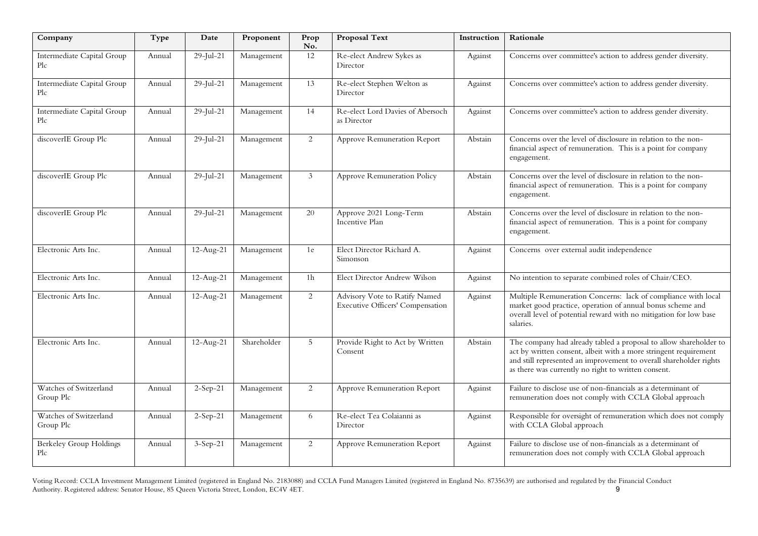| Company | Type | Date | Proponent | Prop No. | Proposal Text | Instruction | Rationale |
|---|---|---|---|---|---|---|---|
| Intermediate Capital Group Plc | Annual | 29-Jul-21 | Management | 12 | Re-elect Andrew Sykes as Director | Against | Concerns over committee's action to address gender diversity. |
| Intermediate Capital Group Plc | Annual | 29-Jul-21 | Management | 13 | Re-elect Stephen Welton as Director | Against | Concerns over committee's action to address gender diversity. |
| Intermediate Capital Group Plc | Annual | 29-Jul-21 | Management | 14 | Re-elect Lord Davies of Abersoch as Director | Against | Concerns over committee's action to address gender diversity. |
| discoverIE Group Plc | Annual | 29-Jul-21 | Management | 2 | Approve Remuneration Report | Abstain | Concerns over the level of disclosure in relation to the non-financial aspect of remuneration. This is a point for company engagement. |
| discoverIE Group Plc | Annual | 29-Jul-21 | Management | 3 | Approve Remuneration Policy | Abstain | Concerns over the level of disclosure in relation to the non-financial aspect of remuneration. This is a point for company engagement. |
| discoverIE Group Plc | Annual | 29-Jul-21 | Management | 20 | Approve 2021 Long-Term Incentive Plan | Abstain | Concerns over the level of disclosure in relation to the non-financial aspect of remuneration. This is a point for company engagement. |
| Electronic Arts Inc. | Annual | 12-Aug-21 | Management | 1e | Elect Director Richard A. Simonson | Against | Concerns over external audit independence |
| Electronic Arts Inc. | Annual | 12-Aug-21 | Management | 1h | Elect Director Andrew Wilson | Against | No intention to separate combined roles of Chair/CEO. |
| Electronic Arts Inc. | Annual | 12-Aug-21 | Management | 2 | Advisory Vote to Ratify Named Executive Officers' Compensation | Against | Multiple Remuneration Concerns: lack of compliance with local market good practice, operation of annual bonus scheme and overall level of potential reward with no mitigation for low base salaries. |
| Electronic Arts Inc. | Annual | 12-Aug-21 | Shareholder | 5 | Provide Right to Act by Written Consent | Abstain | The company had already tabled a proposal to allow shareholder to act by written consent, albeit with a more stringent requirement and still represented an improvement to overall shareholder rights as there was currently no right to written consent. |
| Watches of Switzerland Group Plc | Annual | 2-Sep-21 | Management | 2 | Approve Remuneration Report | Against | Failure to disclose use of non-financials as a determinant of remuneration does not comply with CCLA Global approach |
| Watches of Switzerland Group Plc | Annual | 2-Sep-21 | Management | 6 | Re-elect Tea Colaianni as Director | Against | Responsible for oversight of remuneration which does not comply with CCLA Global approach |
| Berkeley Group Holdings Plc | Annual | 3-Sep-21 | Management | 2 | Approve Remuneration Report | Against | Failure to disclose use of non-financials as a determinant of remuneration does not comply with CCLA Global approach |

Voting Record: CCLA Investment Management Limited (registered in England No. 2183088) and CCLA Fund Managers Limited (registered in England No. 8735639) are authorised and regulated by the Financial Conduct Authority. Registered address: Senator House, 85 Queen Victoria Street, London, EC4V 4ET.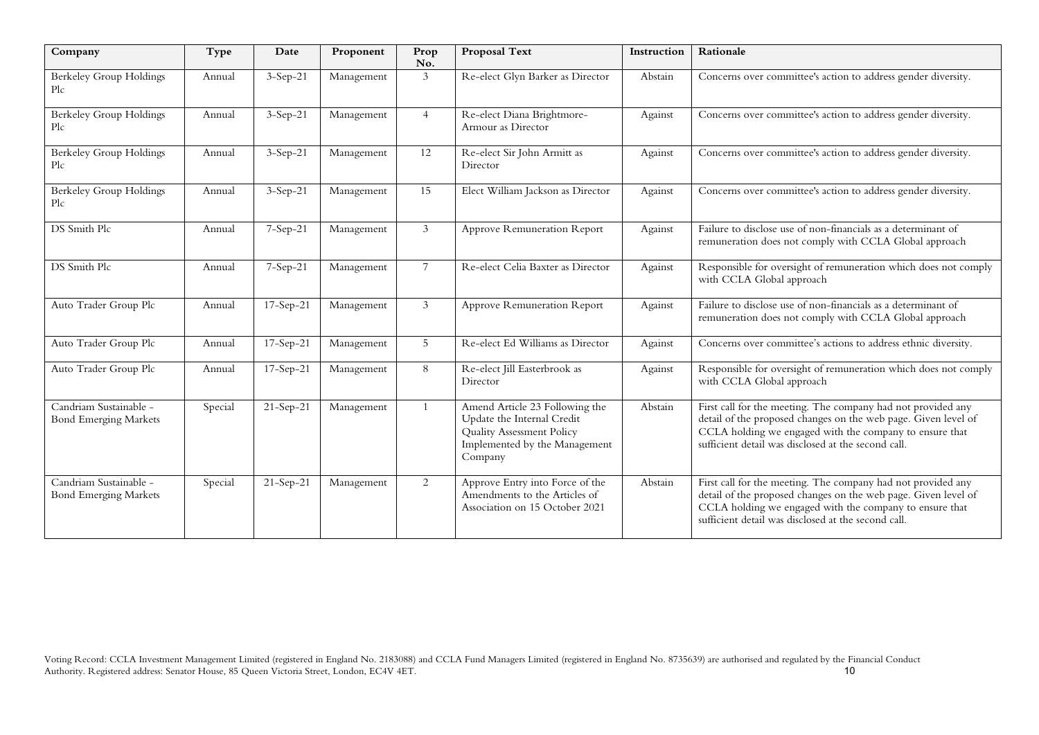| Company | Type | Date | Proponent | Prop No. | Proposal Text | Instruction | Rationale |
|---|---|---|---|---|---|---|---|
| Berkeley Group Holdings Plc | Annual | 3-Sep-21 | Management | 3 | Re-elect Glyn Barker as Director | Abstain | Concerns over committee's action to address gender diversity. |
| Berkeley Group Holdings Plc | Annual | 3-Sep-21 | Management | 4 | Re-elect Diana Brightmore-Armour as Director | Against | Concerns over committee's action to address gender diversity. |
| Berkeley Group Holdings Plc | Annual | 3-Sep-21 | Management | 12 | Re-elect Sir John Armitt as Director | Against | Concerns over committee's action to address gender diversity. |
| Berkeley Group Holdings Plc | Annual | 3-Sep-21 | Management | 15 | Elect William Jackson as Director | Against | Concerns over committee's action to address gender diversity. |
| DS Smith Plc | Annual | 7-Sep-21 | Management | 3 | Approve Remuneration Report | Against | Failure to disclose use of non-financials as a determinant of remuneration does not comply with CCLA Global approach |
| DS Smith Plc | Annual | 7-Sep-21 | Management | 7 | Re-elect Celia Baxter as Director | Against | Responsible for oversight of remuneration which does not comply with CCLA Global approach |
| Auto Trader Group Plc | Annual | 17-Sep-21 | Management | 3 | Approve Remuneration Report | Against | Failure to disclose use of non-financials as a determinant of remuneration does not comply with CCLA Global approach |
| Auto Trader Group Plc | Annual | 17-Sep-21 | Management | 5 | Re-elect Ed Williams as Director | Against | Concerns over committee's actions to address ethnic diversity. |
| Auto Trader Group Plc | Annual | 17-Sep-21 | Management | 8 | Re-elect Jill Easterbrook as Director | Against | Responsible for oversight of remuneration which does not comply with CCLA Global approach |
| Candriam Sustainable - Bond Emerging Markets | Special | 21-Sep-21 | Management | 1 | Amend Article 23 Following the Update the Internal Credit Quality Assessment Policy Implemented by the Management Company | Abstain | First call for the meeting. The company had not provided any detail of the proposed changes on the web page. Given level of CCLA holding we engaged with the company to ensure that sufficient detail was disclosed at the second call. |
| Candriam Sustainable - Bond Emerging Markets | Special | 21-Sep-21 | Management | 2 | Approve Entry into Force of the Amendments to the Articles of Association on 15 October 2021 | Abstain | First call for the meeting. The company had not provided any detail of the proposed changes on the web page. Given level of CCLA holding we engaged with the company to ensure that sufficient detail was disclosed at the second call. |

Voting Record: CCLA Investment Management Limited (registered in England No. 2183088) and CCLA Fund Managers Limited (registered in England No. 8735639) are authorised and regulated by the Financial Conduct Authority. Registered address: Senator House, 85 Queen Victoria Street, London, EC4V 4ET.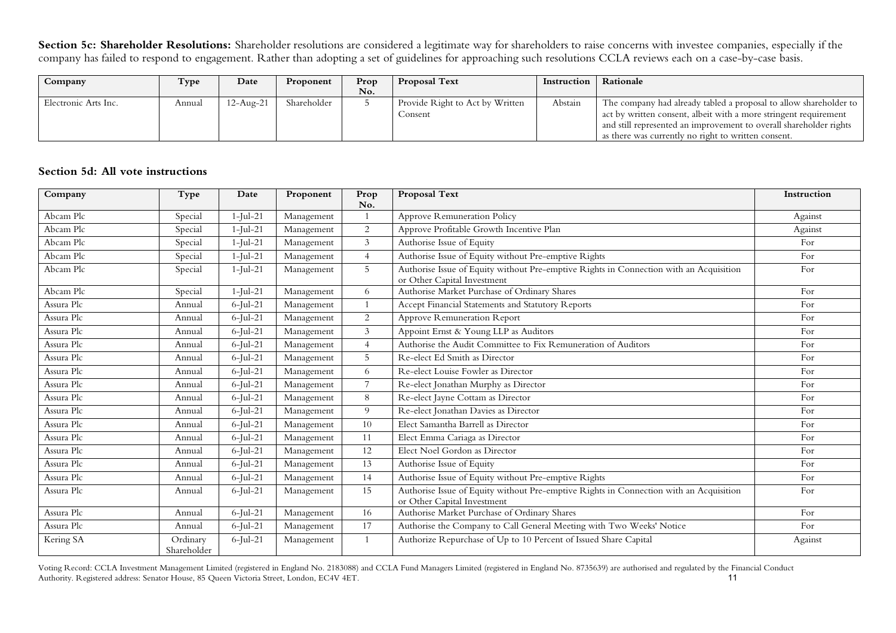**Section 5c: Shareholder Resolutions:** Shareholder resolutions are considered a legitimate way for shareholders to raise concerns with investee companies, especially if the company has failed to respond to engagement. Rather than adopting a set of guidelines for approaching such resolutions CCLA reviews each on a case-by-case basis.

| Company | Type | Date | Proponent | Prop No. | Proposal Text | Instruction | Rationale |
|---|---|---|---|---|---|---|---|
| Electronic Arts Inc. | Annual | 12-Aug-21 | Shareholder | 5 | Provide Right to Act by Written Consent | Abstain | The company had already tabled a proposal to allow shareholder to act by written consent, albeit with a more stringent requirement and still represented an improvement to overall shareholder rights as there was currently no right to written consent. |

## Section 5d: All vote instructions

| Company | Type | Date | Proponent | Prop No. | Proposal Text | Instruction |
|---|---|---|---|---|---|---|
| Abcam Plc | Special | 1-Jul-21 | Management | 1 | Approve Remuneration Policy | Against |
| Abcam Plc | Special | 1-Jul-21 | Management | 2 | Approve Profitable Growth Incentive Plan | Against |
| Abcam Plc | Special | 1-Jul-21 | Management | 3 | Authorise Issue of Equity | For |
| Abcam Plc | Special | 1-Jul-21 | Management | 4 | Authorise Issue of Equity without Pre-emptive Rights | For |
| Abcam Plc | Special | 1-Jul-21 | Management | 5 | Authorise Issue of Equity without Pre-emptive Rights in Connection with an Acquisition or Other Capital Investment | For |
| Abcam Plc | Special | 1-Jul-21 | Management | 6 | Authorise Market Purchase of Ordinary Shares | For |
| Assura Plc | Annual | 6-Jul-21 | Management | 1 | Accept Financial Statements and Statutory Reports | For |
| Assura Plc | Annual | 6-Jul-21 | Management | 2 | Approve Remuneration Report | For |
| Assura Plc | Annual | 6-Jul-21 | Management | 3 | Appoint Ernst & Young LLP as Auditors | For |
| Assura Plc | Annual | 6-Jul-21 | Management | 4 | Authorise the Audit Committee to Fix Remuneration of Auditors | For |
| Assura Plc | Annual | 6-Jul-21 | Management | 5 | Re-elect Ed Smith as Director | For |
| Assura Plc | Annual | 6-Jul-21 | Management | 6 | Re-elect Louise Fowler as Director | For |
| Assura Plc | Annual | 6-Jul-21 | Management | 7 | Re-elect Jonathan Murphy as Director | For |
| Assura Plc | Annual | 6-Jul-21 | Management | 8 | Re-elect Jayne Cottam as Director | For |
| Assura Plc | Annual | 6-Jul-21 | Management | 9 | Re-elect Jonathan Davies as Director | For |
| Assura Plc | Annual | 6-Jul-21 | Management | 10 | Elect Samantha Barrell as Director | For |
| Assura Plc | Annual | 6-Jul-21 | Management | 11 | Elect Emma Cariaga as Director | For |
| Assura Plc | Annual | 6-Jul-21 | Management | 12 | Elect Noel Gordon as Director | For |
| Assura Plc | Annual | 6-Jul-21 | Management | 13 | Authorise Issue of Equity | For |
| Assura Plc | Annual | 6-Jul-21 | Management | 14 | Authorise Issue of Equity without Pre-emptive Rights | For |
| Assura Plc | Annual | 6-Jul-21 | Management | 15 | Authorise Issue of Equity without Pre-emptive Rights in Connection with an Acquisition or Other Capital Investment | For |
| Assura Plc | Annual | 6-Jul-21 | Management | 16 | Authorise Market Purchase of Ordinary Shares | For |
| Assura Plc | Annual | 6-Jul-21 | Management | 17 | Authorise the Company to Call General Meeting with Two Weeks' Notice | For |
| Kering SA | Ordinary Shareholder | 6-Jul-21 | Management | 1 | Authorize Repurchase of Up to 10 Percent of Issued Share Capital | Against |

Voting Record: CCLA Investment Management Limited (registered in England No. 2183088) and CCLA Fund Managers Limited (registered in England No. 8735639) are authorised and regulated by the Financial Conduct Authority. Registered address: Senator House, 85 Queen Victoria Street, London, EC4V 4ET.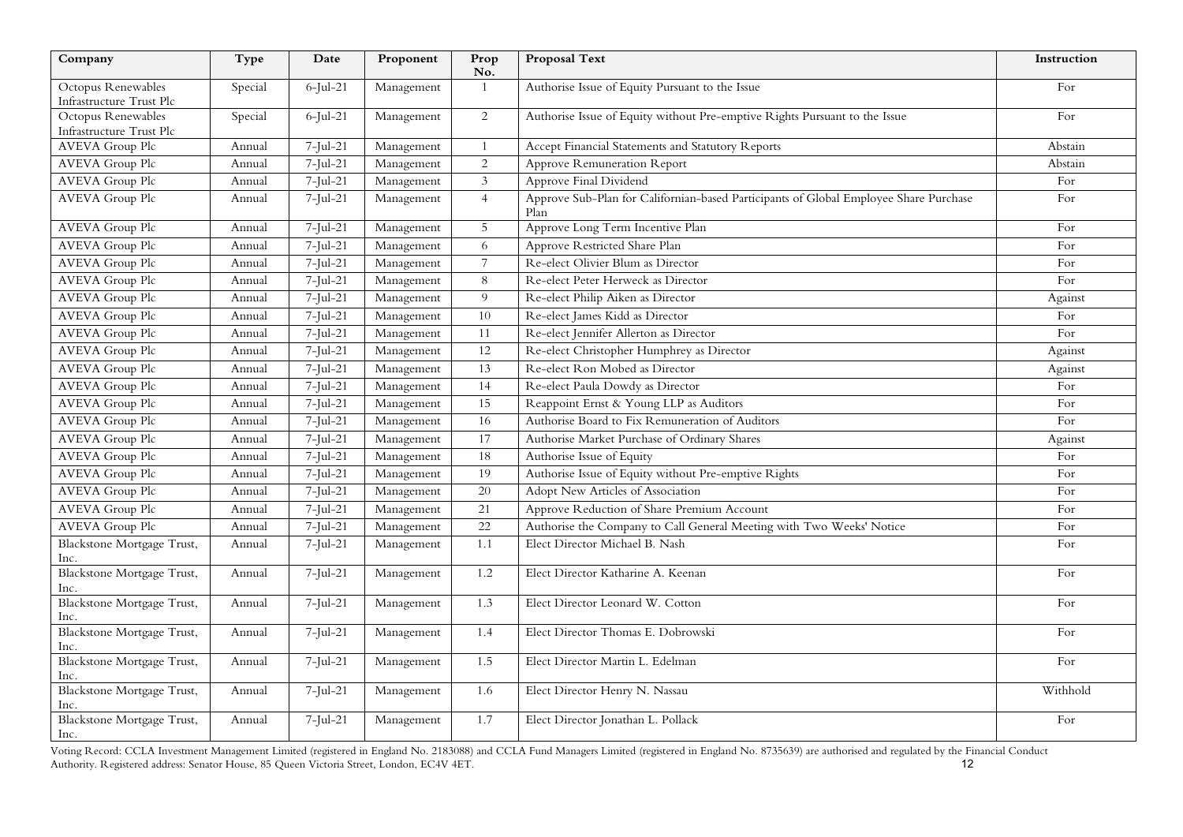| Company | Type | Date | Proponent | Prop No. | Proposal Text | Instruction |
|---|---|---|---|---|---|---|
| Octopus Renewables Infrastructure Trust Plc | Special | 6-Jul-21 | Management | 1 | Authorise Issue of Equity Pursuant to the Issue | For |
| Octopus Renewables Infrastructure Trust Plc | Special | 6-Jul-21 | Management | 2 | Authorise Issue of Equity without Pre-emptive Rights Pursuant to the Issue | For |
| AVEVA Group Plc | Annual | 7-Jul-21 | Management | 1 | Accept Financial Statements and Statutory Reports | Abstain |
| AVEVA Group Plc | Annual | 7-Jul-21 | Management | 2 | Approve Remuneration Report | Abstain |
| AVEVA Group Plc | Annual | 7-Jul-21 | Management | 3 | Approve Final Dividend | For |
| AVEVA Group Plc | Annual | 7-Jul-21 | Management | 4 | Approve Sub-Plan for Californian-based Participants of Global Employee Share Purchase Plan | For |
| AVEVA Group Plc | Annual | 7-Jul-21 | Management | 5 | Approve Long Term Incentive Plan | For |
| AVEVA Group Plc | Annual | 7-Jul-21 | Management | 6 | Approve Restricted Share Plan | For |
| AVEVA Group Plc | Annual | 7-Jul-21 | Management | 7 | Re-elect Olivier Blum as Director | For |
| AVEVA Group Plc | Annual | 7-Jul-21 | Management | 8 | Re-elect Peter Herweck as Director | For |
| AVEVA Group Plc | Annual | 7-Jul-21 | Management | 9 | Re-elect Philip Aiken as Director | Against |
| AVEVA Group Plc | Annual | 7-Jul-21 | Management | 10 | Re-elect James Kidd as Director | For |
| AVEVA Group Plc | Annual | 7-Jul-21 | Management | 11 | Re-elect Jennifer Allerton as Director | For |
| AVEVA Group Plc | Annual | 7-Jul-21 | Management | 12 | Re-elect Christopher Humphrey as Director | Against |
| AVEVA Group Plc | Annual | 7-Jul-21 | Management | 13 | Re-elect Ron Mobed as Director | Against |
| AVEVA Group Plc | Annual | 7-Jul-21 | Management | 14 | Re-elect Paula Dowdy as Director | For |
| AVEVA Group Plc | Annual | 7-Jul-21 | Management | 15 | Reappoint Ernst & Young LLP as Auditors | For |
| AVEVA Group Plc | Annual | 7-Jul-21 | Management | 16 | Authorise Board to Fix Remuneration of Auditors | For |
| AVEVA Group Plc | Annual | 7-Jul-21 | Management | 17 | Authorise Market Purchase of Ordinary Shares | Against |
| AVEVA Group Plc | Annual | 7-Jul-21 | Management | 18 | Authorise Issue of Equity | For |
| AVEVA Group Plc | Annual | 7-Jul-21 | Management | 19 | Authorise Issue of Equity without Pre-emptive Rights | For |
| AVEVA Group Plc | Annual | 7-Jul-21 | Management | 20 | Adopt New Articles of Association | For |
| AVEVA Group Plc | Annual | 7-Jul-21 | Management | 21 | Approve Reduction of Share Premium Account | For |
| AVEVA Group Plc | Annual | 7-Jul-21 | Management | 22 | Authorise the Company to Call General Meeting with Two Weeks' Notice | For |
| Blackstone Mortgage Trust, Inc. | Annual | 7-Jul-21 | Management | 1.1 | Elect Director Michael B. Nash | For |
| Blackstone Mortgage Trust, Inc. | Annual | 7-Jul-21 | Management | 1.2 | Elect Director Katharine A. Keenan | For |
| Blackstone Mortgage Trust, Inc. | Annual | 7-Jul-21 | Management | 1.3 | Elect Director Leonard W. Cotton | For |
| Blackstone Mortgage Trust, Inc. | Annual | 7-Jul-21 | Management | 1.4 | Elect Director Thomas E. Dobrowski | For |
| Blackstone Mortgage Trust, Inc. | Annual | 7-Jul-21 | Management | 1.5 | Elect Director Martin L. Edelman | For |
| Blackstone Mortgage Trust, Inc. | Annual | 7-Jul-21 | Management | 1.6 | Elect Director Henry N. Nassau | Withhold |
| Blackstone Mortgage Trust, Inc. | Annual | 7-Jul-21 | Management | 1.7 | Elect Director Jonathan L. Pollack | For |

Voting Record: CCLA Investment Management Limited (registered in England No. 2183088) and CCLA Fund Managers Limited (registered in England No. 8735639) are authorised and regulated by the Financial Conduct Authority. Registered address: Senator House, 85 Queen Victoria Street, London, EC4V 4ET.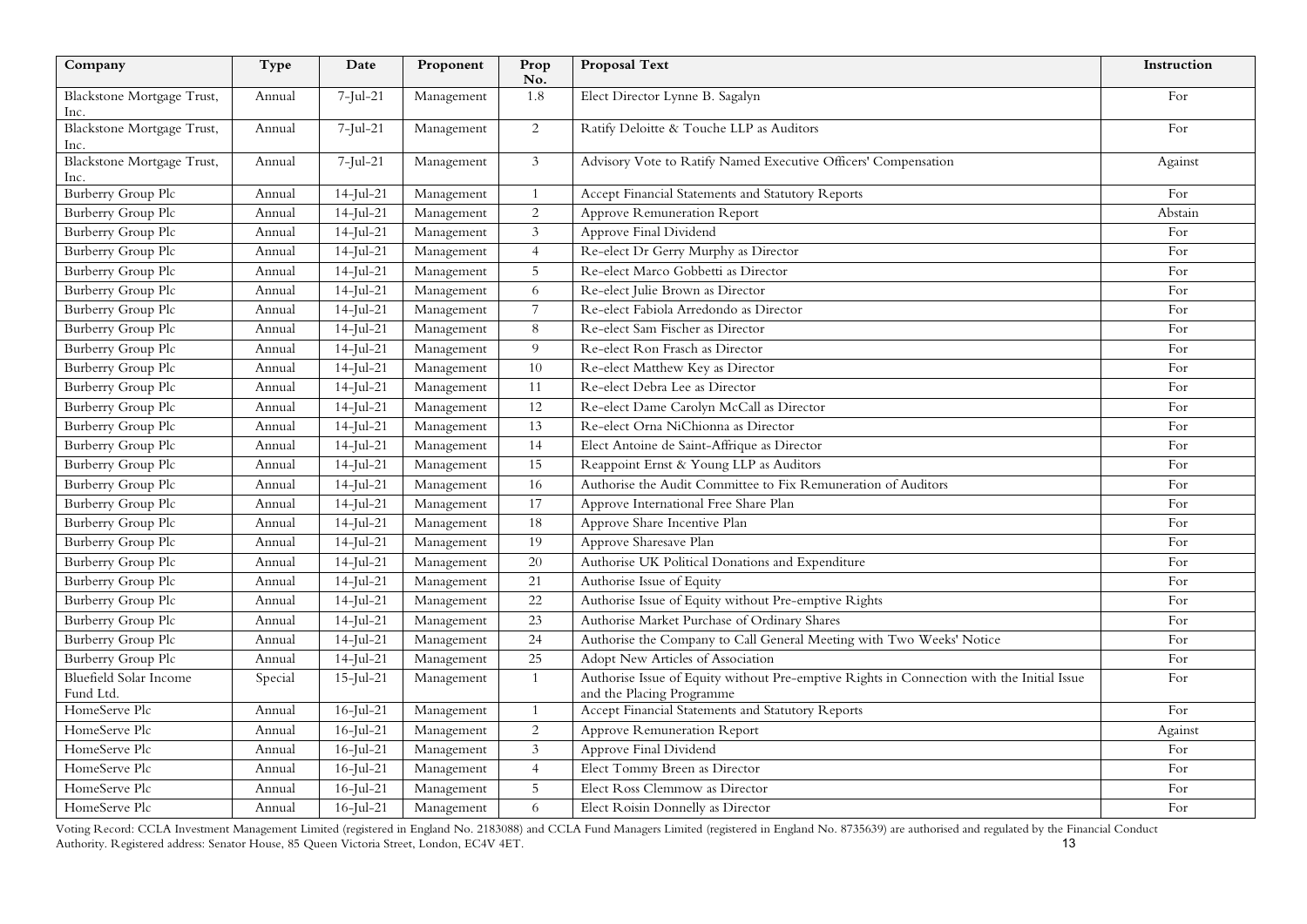| Company | Type | Date | Proponent | Prop No. | Proposal Text | Instruction |
|---|---|---|---|---|---|---|
| Blackstone Mortgage Trust, Inc. | Annual | 7-Jul-21 | Management | 1.8 | Elect Director Lynne B. Sagalyn | For |
| Blackstone Mortgage Trust, Inc. | Annual | 7-Jul-21 | Management | 2 | Ratify Deloitte & Touche LLP as Auditors | For |
| Blackstone Mortgage Trust, Inc. | Annual | 7-Jul-21 | Management | 3 | Advisory Vote to Ratify Named Executive Officers' Compensation | Against |
| Burberry Group Plc | Annual | 14-Jul-21 | Management | 1 | Accept Financial Statements and Statutory Reports | For |
| Burberry Group Plc | Annual | 14-Jul-21 | Management | 2 | Approve Remuneration Report | Abstain |
| Burberry Group Plc | Annual | 14-Jul-21 | Management | 3 | Approve Final Dividend | For |
| Burberry Group Plc | Annual | 14-Jul-21 | Management | 4 | Re-elect Dr Gerry Murphy as Director | For |
| Burberry Group Plc | Annual | 14-Jul-21 | Management | 5 | Re-elect Marco Gobbetti as Director | For |
| Burberry Group Plc | Annual | 14-Jul-21 | Management | 6 | Re-elect Julie Brown as Director | For |
| Burberry Group Plc | Annual | 14-Jul-21 | Management | 7 | Re-elect Fabiola Arredondo as Director | For |
| Burberry Group Plc | Annual | 14-Jul-21 | Management | 8 | Re-elect Sam Fischer as Director | For |
| Burberry Group Plc | Annual | 14-Jul-21 | Management | 9 | Re-elect Ron Frasch as Director | For |
| Burberry Group Plc | Annual | 14-Jul-21 | Management | 10 | Re-elect Matthew Key as Director | For |
| Burberry Group Plc | Annual | 14-Jul-21 | Management | 11 | Re-elect Debra Lee as Director | For |
| Burberry Group Plc | Annual | 14-Jul-21 | Management | 12 | Re-elect Dame Carolyn McCall as Director | For |
| Burberry Group Plc | Annual | 14-Jul-21 | Management | 13 | Re-elect Orna NiChionna as Director | For |
| Burberry Group Plc | Annual | 14-Jul-21 | Management | 14 | Elect Antoine de Saint-Affrique as Director | For |
| Burberry Group Plc | Annual | 14-Jul-21 | Management | 15 | Reappoint Ernst & Young LLP as Auditors | For |
| Burberry Group Plc | Annual | 14-Jul-21 | Management | 16 | Authorise the Audit Committee to Fix Remuneration of Auditors | For |
| Burberry Group Plc | Annual | 14-Jul-21 | Management | 17 | Approve International Free Share Plan | For |
| Burberry Group Plc | Annual | 14-Jul-21 | Management | 18 | Approve Share Incentive Plan | For |
| Burberry Group Plc | Annual | 14-Jul-21 | Management | 19 | Approve Sharesave Plan | For |
| Burberry Group Plc | Annual | 14-Jul-21 | Management | 20 | Authorise UK Political Donations and Expenditure | For |
| Burberry Group Plc | Annual | 14-Jul-21 | Management | 21 | Authorise Issue of Equity | For |
| Burberry Group Plc | Annual | 14-Jul-21 | Management | 22 | Authorise Issue of Equity without Pre-emptive Rights | For |
| Burberry Group Plc | Annual | 14-Jul-21 | Management | 23 | Authorise Market Purchase of Ordinary Shares | For |
| Burberry Group Plc | Annual | 14-Jul-21 | Management | 24 | Authorise the Company to Call General Meeting with Two Weeks' Notice | For |
| Burberry Group Plc | Annual | 14-Jul-21 | Management | 25 | Adopt New Articles of Association | For |
| Bluefield Solar Income Fund Ltd. | Special | 15-Jul-21 | Management | 1 | Authorise Issue of Equity without Pre-emptive Rights in Connection with the Initial Issue and the Placing Programme | For |
| HomeServe Plc | Annual | 16-Jul-21 | Management | 1 | Accept Financial Statements and Statutory Reports | For |
| HomeServe Plc | Annual | 16-Jul-21 | Management | 2 | Approve Remuneration Report | Against |
| HomeServe Plc | Annual | 16-Jul-21 | Management | 3 | Approve Final Dividend | For |
| HomeServe Plc | Annual | 16-Jul-21 | Management | 4 | Elect Tommy Breen as Director | For |
| HomeServe Plc | Annual | 16-Jul-21 | Management | 5 | Elect Ross Clemmow as Director | For |
| HomeServe Plc | Annual | 16-Jul-21 | Management | 6 | Elect Roisin Donnelly as Director | For |

Voting Record: CCLA Investment Management Limited (registered in England No. 2183088) and CCLA Fund Managers Limited (registered in England No. 8735639) are authorised and regulated by the Financial Conduct Authority. Registered address: Senator House, 85 Queen Victoria Street, London, EC4V 4ET.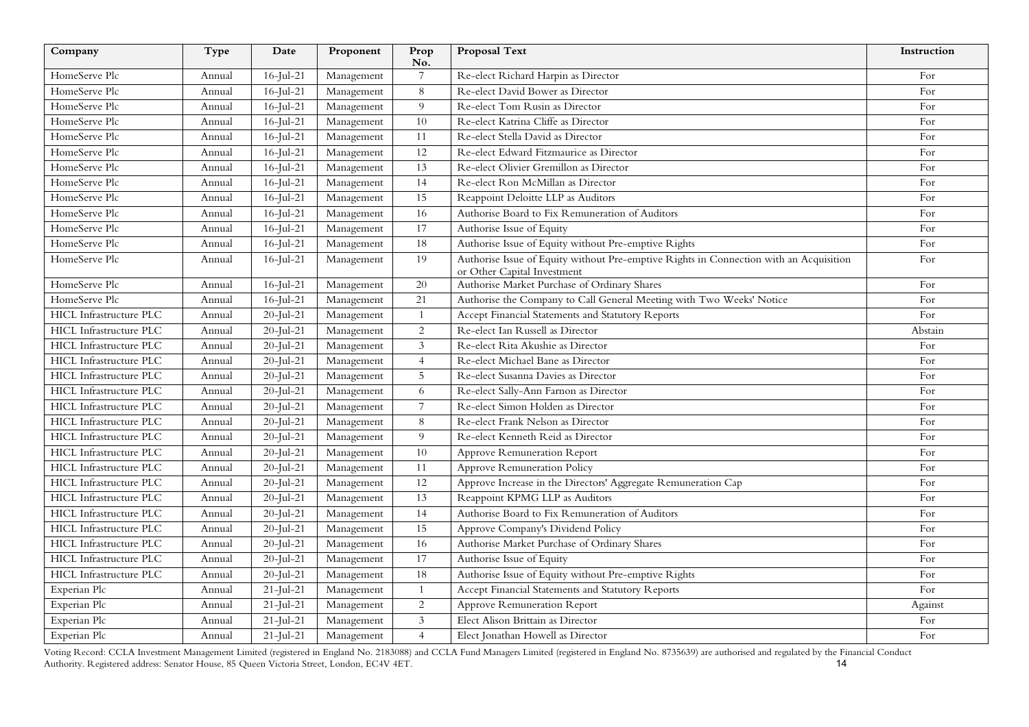| Company | Type | Date | Proponent | Prop No. | Proposal Text | Instruction |
|---|---|---|---|---|---|---|
| HomeServe Plc | Annual | 16-Jul-21 | Management | 7 | Re-elect Richard Harpin as Director | For |
| HomeServe Plc | Annual | 16-Jul-21 | Management | 8 | Re-elect David Bower as Director | For |
| HomeServe Plc | Annual | 16-Jul-21 | Management | 9 | Re-elect Tom Rusin as Director | For |
| HomeServe Plc | Annual | 16-Jul-21 | Management | 10 | Re-elect Katrina Cliffe as Director | For |
| HomeServe Plc | Annual | 16-Jul-21 | Management | 11 | Re-elect Stella David as Director | For |
| HomeServe Plc | Annual | 16-Jul-21 | Management | 12 | Re-elect Edward Fitzmaurice as Director | For |
| HomeServe Plc | Annual | 16-Jul-21 | Management | 13 | Re-elect Olivier Gremillon as Director | For |
| HomeServe Plc | Annual | 16-Jul-21 | Management | 14 | Re-elect Ron McMillan as Director | For |
| HomeServe Plc | Annual | 16-Jul-21 | Management | 15 | Reappoint Deloitte LLP as Auditors | For |
| HomeServe Plc | Annual | 16-Jul-21 | Management | 16 | Authorise Board to Fix Remuneration of Auditors | For |
| HomeServe Plc | Annual | 16-Jul-21 | Management | 17 | Authorise Issue of Equity | For |
| HomeServe Plc | Annual | 16-Jul-21 | Management | 18 | Authorise Issue of Equity without Pre-emptive Rights | For |
| HomeServe Plc | Annual | 16-Jul-21 | Management | 19 | Authorise Issue of Equity without Pre-emptive Rights in Connection with an Acquisition or Other Capital Investment | For |
| HomeServe Plc | Annual | 16-Jul-21 | Management | 20 | Authorise Market Purchase of Ordinary Shares | For |
| HomeServe Plc | Annual | 16-Jul-21 | Management | 21 | Authorise the Company to Call General Meeting with Two Weeks' Notice | For |
| HICL Infrastructure PLC | Annual | 20-Jul-21 | Management | 1 | Accept Financial Statements and Statutory Reports | For |
| HICL Infrastructure PLC | Annual | 20-Jul-21 | Management | 2 | Re-elect Ian Russell as Director | Abstain |
| HICL Infrastructure PLC | Annual | 20-Jul-21 | Management | 3 | Re-elect Rita Akushie as Director | For |
| HICL Infrastructure PLC | Annual | 20-Jul-21 | Management | 4 | Re-elect Michael Bane as Director | For |
| HICL Infrastructure PLC | Annual | 20-Jul-21 | Management | 5 | Re-elect Susanna Davies as Director | For |
| HICL Infrastructure PLC | Annual | 20-Jul-21 | Management | 6 | Re-elect Sally-Ann Farnon as Director | For |
| HICL Infrastructure PLC | Annual | 20-Jul-21 | Management | 7 | Re-elect Simon Holden as Director | For |
| HICL Infrastructure PLC | Annual | 20-Jul-21 | Management | 8 | Re-elect Frank Nelson as Director | For |
| HICL Infrastructure PLC | Annual | 20-Jul-21 | Management | 9 | Re-elect Kenneth Reid as Director | For |
| HICL Infrastructure PLC | Annual | 20-Jul-21 | Management | 10 | Approve Remuneration Report | For |
| HICL Infrastructure PLC | Annual | 20-Jul-21 | Management | 11 | Approve Remuneration Policy | For |
| HICL Infrastructure PLC | Annual | 20-Jul-21 | Management | 12 | Approve Increase in the Directors' Aggregate Remuneration Cap | For |
| HICL Infrastructure PLC | Annual | 20-Jul-21 | Management | 13 | Reappoint KPMG LLP as Auditors | For |
| HICL Infrastructure PLC | Annual | 20-Jul-21 | Management | 14 | Authorise Board to Fix Remuneration of Auditors | For |
| HICL Infrastructure PLC | Annual | 20-Jul-21 | Management | 15 | Approve Company's Dividend Policy | For |
| HICL Infrastructure PLC | Annual | 20-Jul-21 | Management | 16 | Authorise Market Purchase of Ordinary Shares | For |
| HICL Infrastructure PLC | Annual | 20-Jul-21 | Management | 17 | Authorise Issue of Equity | For |
| HICL Infrastructure PLC | Annual | 20-Jul-21 | Management | 18 | Authorise Issue of Equity without Pre-emptive Rights | For |
| Experian Plc | Annual | 21-Jul-21 | Management | 1 | Accept Financial Statements and Statutory Reports | For |
| Experian Plc | Annual | 21-Jul-21 | Management | 2 | Approve Remuneration Report | Against |
| Experian Plc | Annual | 21-Jul-21 | Management | 3 | Elect Alison Brittain as Director | For |
| Experian Plc | Annual | 21-Jul-21 | Management | 4 | Elect Jonathan Howell as Director | For |

Voting Record: CCLA Investment Management Limited (registered in England No. 2183088) and CCLA Fund Managers Limited (registered in England No. 8735639) are authorised and regulated by the Financial Conduct Authority. Registered address: Senator House, 85 Queen Victoria Street, London, EC4V 4ET.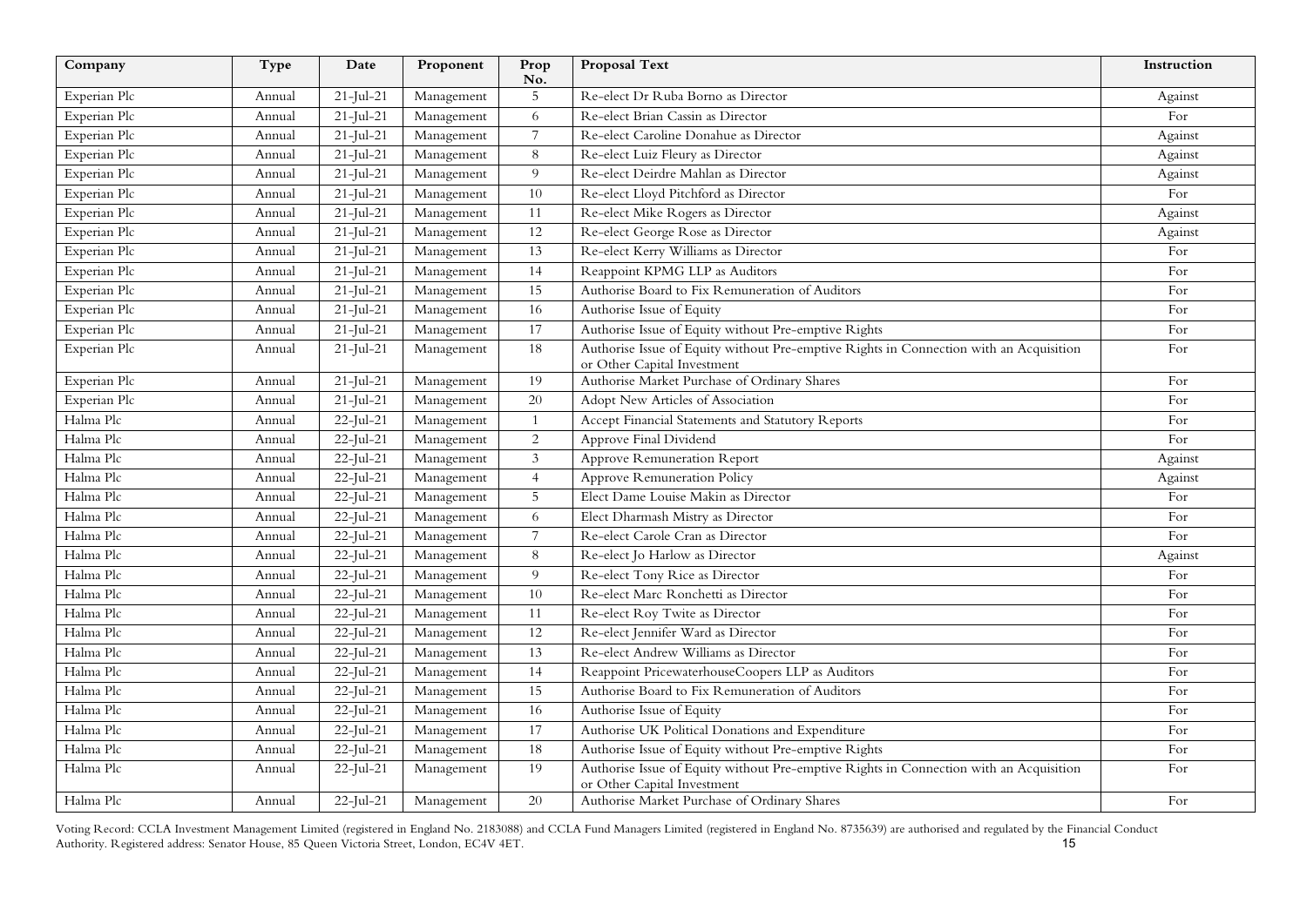| Company | Type | Date | Proponent | Prop No. | Proposal Text | Instruction |
|---|---|---|---|---|---|---|
| Experian Plc | Annual | 21-Jul-21 | Management | 5 | Re-elect Dr Ruba Borno as Director | Against |
| Experian Plc | Annual | 21-Jul-21 | Management | 6 | Re-elect Brian Cassin as Director | For |
| Experian Plc | Annual | 21-Jul-21 | Management | 7 | Re-elect Caroline Donahue as Director | Against |
| Experian Plc | Annual | 21-Jul-21 | Management | 8 | Re-elect Luiz Fleury as Director | Against |
| Experian Plc | Annual | 21-Jul-21 | Management | 9 | Re-elect Deirdre Mahlan as Director | Against |
| Experian Plc | Annual | 21-Jul-21 | Management | 10 | Re-elect Lloyd Pitchford as Director | For |
| Experian Plc | Annual | 21-Jul-21 | Management | 11 | Re-elect Mike Rogers as Director | Against |
| Experian Plc | Annual | 21-Jul-21 | Management | 12 | Re-elect George Rose as Director | Against |
| Experian Plc | Annual | 21-Jul-21 | Management | 13 | Re-elect Kerry Williams as Director | For |
| Experian Plc | Annual | 21-Jul-21 | Management | 14 | Reappoint KPMG LLP as Auditors | For |
| Experian Plc | Annual | 21-Jul-21 | Management | 15 | Authorise Board to Fix Remuneration of Auditors | For |
| Experian Plc | Annual | 21-Jul-21 | Management | 16 | Authorise Issue of Equity | For |
| Experian Plc | Annual | 21-Jul-21 | Management | 17 | Authorise Issue of Equity without Pre-emptive Rights | For |
| Experian Plc | Annual | 21-Jul-21 | Management | 18 | Authorise Issue of Equity without Pre-emptive Rights in Connection with an Acquisition or Other Capital Investment | For |
| Experian Plc | Annual | 21-Jul-21 | Management | 19 | Authorise Market Purchase of Ordinary Shares | For |
| Experian Plc | Annual | 21-Jul-21 | Management | 20 | Adopt New Articles of Association | For |
| Halma Plc | Annual | 22-Jul-21 | Management | 1 | Accept Financial Statements and Statutory Reports | For |
| Halma Plc | Annual | 22-Jul-21 | Management | 2 | Approve Final Dividend | For |
| Halma Plc | Annual | 22-Jul-21 | Management | 3 | Approve Remuneration Report | Against |
| Halma Plc | Annual | 22-Jul-21 | Management | 4 | Approve Remuneration Policy | Against |
| Halma Plc | Annual | 22-Jul-21 | Management | 5 | Elect Dame Louise Makin as Director | For |
| Halma Plc | Annual | 22-Jul-21 | Management | 6 | Elect Dharmash Mistry as Director | For |
| Halma Plc | Annual | 22-Jul-21 | Management | 7 | Re-elect Carole Cran as Director | For |
| Halma Plc | Annual | 22-Jul-21 | Management | 8 | Re-elect Jo Harlow as Director | Against |
| Halma Plc | Annual | 22-Jul-21 | Management | 9 | Re-elect Tony Rice as Director | For |
| Halma Plc | Annual | 22-Jul-21 | Management | 10 | Re-elect Marc Ronchetti as Director | For |
| Halma Plc | Annual | 22-Jul-21 | Management | 11 | Re-elect Roy Twite as Director | For |
| Halma Plc | Annual | 22-Jul-21 | Management | 12 | Re-elect Jennifer Ward as Director | For |
| Halma Plc | Annual | 22-Jul-21 | Management | 13 | Re-elect Andrew Williams as Director | For |
| Halma Plc | Annual | 22-Jul-21 | Management | 14 | Reappoint PricewaterhouseCoopers LLP as Auditors | For |
| Halma Plc | Annual | 22-Jul-21 | Management | 15 | Authorise Board to Fix Remuneration of Auditors | For |
| Halma Plc | Annual | 22-Jul-21 | Management | 16 | Authorise Issue of Equity | For |
| Halma Plc | Annual | 22-Jul-21 | Management | 17 | Authorise UK Political Donations and Expenditure | For |
| Halma Plc | Annual | 22-Jul-21 | Management | 18 | Authorise Issue of Equity without Pre-emptive Rights | For |
| Halma Plc | Annual | 22-Jul-21 | Management | 19 | Authorise Issue of Equity without Pre-emptive Rights in Connection with an Acquisition or Other Capital Investment | For |
| Halma Plc | Annual | 22-Jul-21 | Management | 20 | Authorise Market Purchase of Ordinary Shares | For |

Voting Record: CCLA Investment Management Limited (registered in England No. 2183088) and CCLA Fund Managers Limited (registered in England No. 8735639) are authorised and regulated by the Financial Conduct Authority. Registered address: Senator House, 85 Queen Victoria Street, London, EC4V 4ET.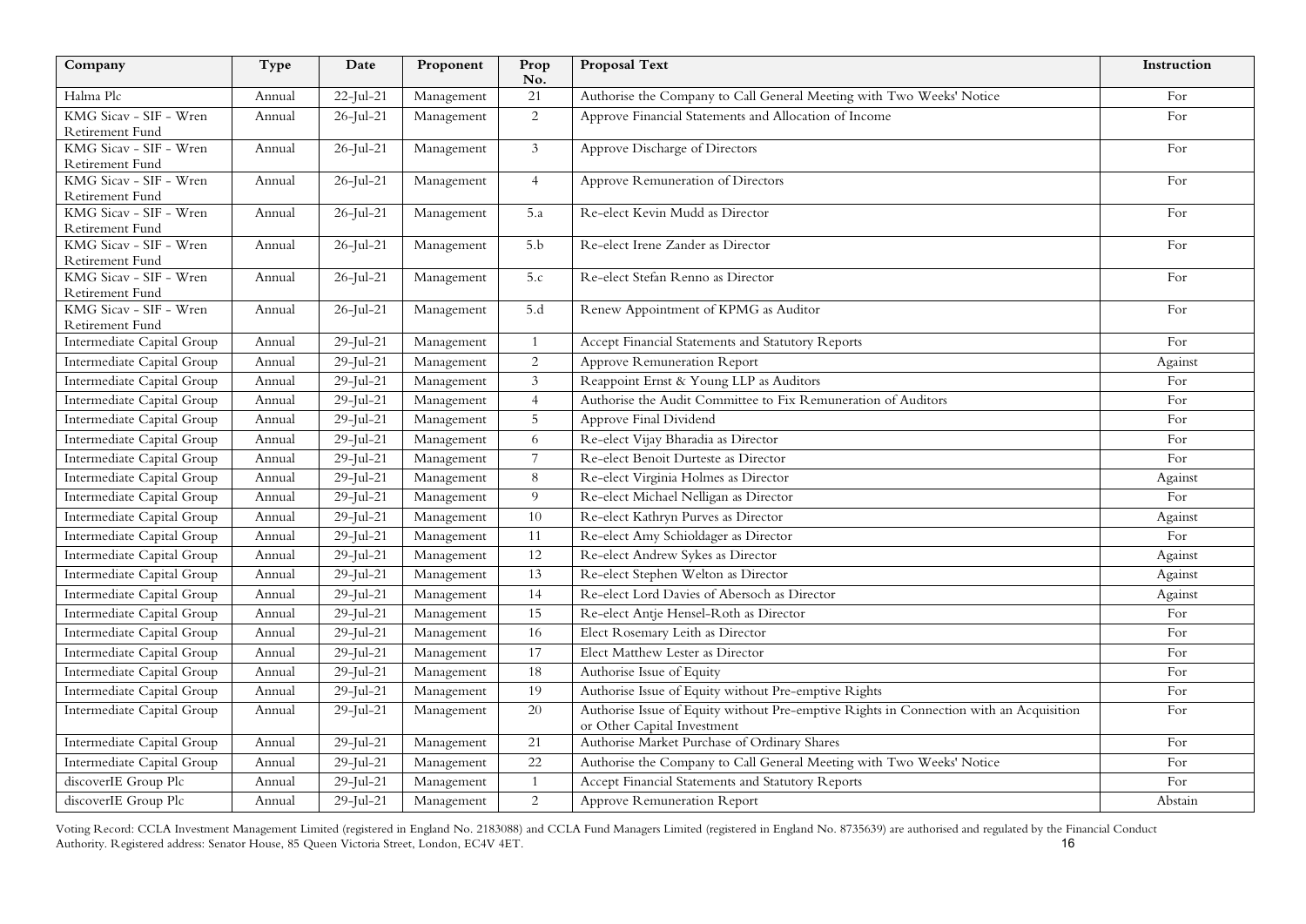| Company | Type | Date | Proponent | Prop No. | Proposal Text | Instruction |
|---|---|---|---|---|---|---|
| Halma Plc | Annual | 22-Jul-21 | Management | 21 | Authorise the Company to Call General Meeting with Two Weeks' Notice | For |
| KMG Sicav - SIF - Wren Retirement Fund | Annual | 26-Jul-21 | Management | 2 | Approve Financial Statements and Allocation of Income | For |
| KMG Sicav - SIF - Wren Retirement Fund | Annual | 26-Jul-21 | Management | 3 | Approve Discharge of Directors | For |
| KMG Sicav - SIF - Wren Retirement Fund | Annual | 26-Jul-21 | Management | 4 | Approve Remuneration of Directors | For |
| KMG Sicav - SIF - Wren Retirement Fund | Annual | 26-Jul-21 | Management | 5.a | Re-elect Kevin Mudd as Director | For |
| KMG Sicav - SIF - Wren Retirement Fund | Annual | 26-Jul-21 | Management | 5.b | Re-elect Irene Zander as Director | For |
| KMG Sicav - SIF - Wren Retirement Fund | Annual | 26-Jul-21 | Management | 5.c | Re-elect Stefan Renno as Director | For |
| KMG Sicav - SIF - Wren Retirement Fund | Annual | 26-Jul-21 | Management | 5.d | Renew Appointment of KPMG as Auditor | For |
| Intermediate Capital Group | Annual | 29-Jul-21 | Management | 1 | Accept Financial Statements and Statutory Reports | For |
| Intermediate Capital Group | Annual | 29-Jul-21 | Management | 2 | Approve Remuneration Report | Against |
| Intermediate Capital Group | Annual | 29-Jul-21 | Management | 3 | Reappoint Ernst & Young LLP as Auditors | For |
| Intermediate Capital Group | Annual | 29-Jul-21 | Management | 4 | Authorise the Audit Committee to Fix Remuneration of Auditors | For |
| Intermediate Capital Group | Annual | 29-Jul-21 | Management | 5 | Approve Final Dividend | For |
| Intermediate Capital Group | Annual | 29-Jul-21 | Management | 6 | Re-elect Vijay Bharadia as Director | For |
| Intermediate Capital Group | Annual | 29-Jul-21 | Management | 7 | Re-elect Benoit Durteste as Director | For |
| Intermediate Capital Group | Annual | 29-Jul-21 | Management | 8 | Re-elect Virginia Holmes as Director | Against |
| Intermediate Capital Group | Annual | 29-Jul-21 | Management | 9 | Re-elect Michael Nelligan as Director | For |
| Intermediate Capital Group | Annual | 29-Jul-21 | Management | 10 | Re-elect Kathryn Purves as Director | Against |
| Intermediate Capital Group | Annual | 29-Jul-21 | Management | 11 | Re-elect Amy Schioldager as Director | For |
| Intermediate Capital Group | Annual | 29-Jul-21 | Management | 12 | Re-elect Andrew Sykes as Director | Against |
| Intermediate Capital Group | Annual | 29-Jul-21 | Management | 13 | Re-elect Stephen Welton as Director | Against |
| Intermediate Capital Group | Annual | 29-Jul-21 | Management | 14 | Re-elect Lord Davies of Abersoch as Director | Against |
| Intermediate Capital Group | Annual | 29-Jul-21 | Management | 15 | Re-elect Antje Hensel-Roth as Director | For |
| Intermediate Capital Group | Annual | 29-Jul-21 | Management | 16 | Elect Rosemary Leith as Director | For |
| Intermediate Capital Group | Annual | 29-Jul-21 | Management | 17 | Elect Matthew Lester as Director | For |
| Intermediate Capital Group | Annual | 29-Jul-21 | Management | 18 | Authorise Issue of Equity | For |
| Intermediate Capital Group | Annual | 29-Jul-21 | Management | 19 | Authorise Issue of Equity without Pre-emptive Rights | For |
| Intermediate Capital Group | Annual | 29-Jul-21 | Management | 20 | Authorise Issue of Equity without Pre-emptive Rights in Connection with an Acquisition or Other Capital Investment | For |
| Intermediate Capital Group | Annual | 29-Jul-21 | Management | 21 | Authorise Market Purchase of Ordinary Shares | For |
| Intermediate Capital Group | Annual | 29-Jul-21 | Management | 22 | Authorise the Company to Call General Meeting with Two Weeks' Notice | For |
| discoverIE Group Plc | Annual | 29-Jul-21 | Management | 1 | Accept Financial Statements and Statutory Reports | For |
| discoverIE Group Plc | Annual | 29-Jul-21 | Management | 2 | Approve Remuneration Report | Abstain |

Voting Record: CCLA Investment Management Limited (registered in England No. 2183088) and CCLA Fund Managers Limited (registered in England No. 8735639) are authorised and regulated by the Financial Conduct Authority. Registered address: Senator House, 85 Queen Victoria Street, London, EC4V 4ET.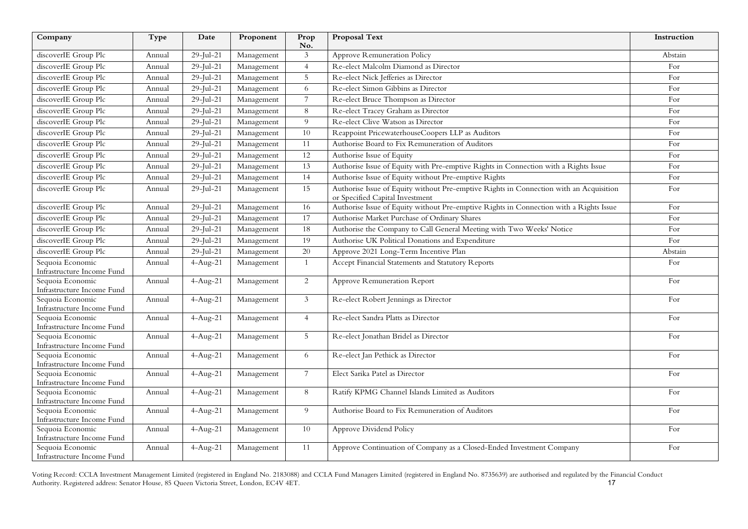| Company | Type | Date | Proponent | Prop No. | Proposal Text | Instruction |
|---|---|---|---|---|---|---|
| discoverIE Group Plc | Annual | 29-Jul-21 | Management | 3 | Approve Remuneration Policy | Abstain |
| discoverIE Group Plc | Annual | 29-Jul-21 | Management | 4 | Re-elect Malcolm Diamond as Director | For |
| discoverIE Group Plc | Annual | 29-Jul-21 | Management | 5 | Re-elect Nick Jefferies as Director | For |
| discoverIE Group Plc | Annual | 29-Jul-21 | Management | 6 | Re-elect Simon Gibbins as Director | For |
| discoverIE Group Plc | Annual | 29-Jul-21 | Management | 7 | Re-elect Bruce Thompson as Director | For |
| discoverIE Group Plc | Annual | 29-Jul-21 | Management | 8 | Re-elect Tracey Graham as Director | For |
| discoverIE Group Plc | Annual | 29-Jul-21 | Management | 9 | Re-elect Clive Watson as Director | For |
| discoverIE Group Plc | Annual | 29-Jul-21 | Management | 10 | Reappoint PricewaterhouseCoopers LLP as Auditors | For |
| discoverIE Group Plc | Annual | 29-Jul-21 | Management | 11 | Authorise Board to Fix Remuneration of Auditors | For |
| discoverIE Group Plc | Annual | 29-Jul-21 | Management | 12 | Authorise Issue of Equity | For |
| discoverIE Group Plc | Annual | 29-Jul-21 | Management | 13 | Authorise Issue of Equity with Pre-emptive Rights in Connection with a Rights Issue | For |
| discoverIE Group Plc | Annual | 29-Jul-21 | Management | 14 | Authorise Issue of Equity without Pre-emptive Rights | For |
| discoverIE Group Plc | Annual | 29-Jul-21 | Management | 15 | Authorise Issue of Equity without Pre-emptive Rights in Connection with an Acquisition or Specified Capital Investment | For |
| discoverIE Group Plc | Annual | 29-Jul-21 | Management | 16 | Authorise Issue of Equity without Pre-emptive Rights in Connection with a Rights Issue | For |
| discoverIE Group Plc | Annual | 29-Jul-21 | Management | 17 | Authorise Market Purchase of Ordinary Shares | For |
| discoverIE Group Plc | Annual | 29-Jul-21 | Management | 18 | Authorise the Company to Call General Meeting with Two Weeks' Notice | For |
| discoverIE Group Plc | Annual | 29-Jul-21 | Management | 19 | Authorise UK Political Donations and Expenditure | For |
| discoverIE Group Plc | Annual | 29-Jul-21 | Management | 20 | Approve 2021 Long-Term Incentive Plan | Abstain |
| Sequoia Economic Infrastructure Income Fund | Annual | 4-Aug-21 | Management | 1 | Accept Financial Statements and Statutory Reports | For |
| Sequoia Economic Infrastructure Income Fund | Annual | 4-Aug-21 | Management | 2 | Approve Remuneration Report | For |
| Sequoia Economic Infrastructure Income Fund | Annual | 4-Aug-21 | Management | 3 | Re-elect Robert Jennings as Director | For |
| Sequoia Economic Infrastructure Income Fund | Annual | 4-Aug-21 | Management | 4 | Re-elect Sandra Platts as Director | For |
| Sequoia Economic Infrastructure Income Fund | Annual | 4-Aug-21 | Management | 5 | Re-elect Jonathan Bridel as Director | For |
| Sequoia Economic Infrastructure Income Fund | Annual | 4-Aug-21 | Management | 6 | Re-elect Jan Pethick as Director | For |
| Sequoia Economic Infrastructure Income Fund | Annual | 4-Aug-21 | Management | 7 | Elect Sarika Patel as Director | For |
| Sequoia Economic Infrastructure Income Fund | Annual | 4-Aug-21 | Management | 8 | Ratify KPMG Channel Islands Limited as Auditors | For |
| Sequoia Economic Infrastructure Income Fund | Annual | 4-Aug-21 | Management | 9 | Authorise Board to Fix Remuneration of Auditors | For |
| Sequoia Economic Infrastructure Income Fund | Annual | 4-Aug-21 | Management | 10 | Approve Dividend Policy | For |
| Sequoia Economic Infrastructure Income Fund | Annual | 4-Aug-21 | Management | 11 | Approve Continuation of Company as a Closed-Ended Investment Company | For |

Voting Record: CCLA Investment Management Limited (registered in England No. 2183088) and CCLA Fund Managers Limited (registered in England No. 8735639) are authorised and regulated by the Financial Conduct Authority. Registered address: Senator House, 85 Queen Victoria Street, London, EC4V 4ET.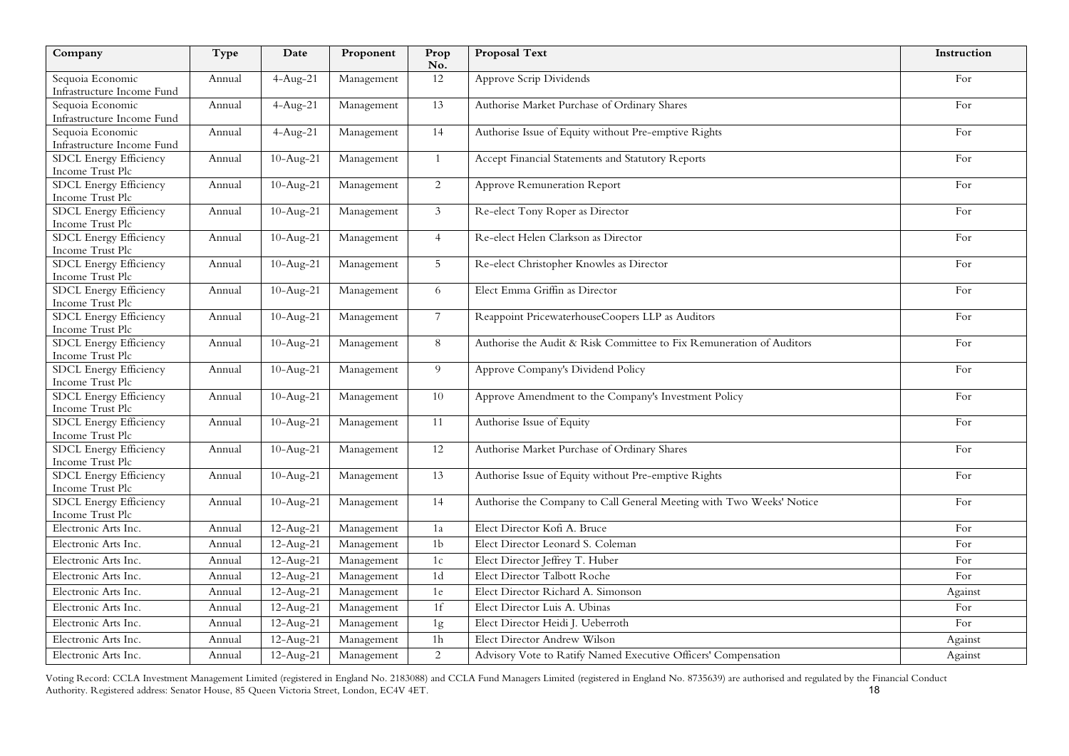| Company | Type | Date | Proponent | Prop No. | Proposal Text | Instruction |
|---|---|---|---|---|---|---|
| Sequoia Economic Infrastructure Income Fund | Annual | 4-Aug-21 | Management | 12 | Approve Scrip Dividends | For |
| Sequoia Economic Infrastructure Income Fund | Annual | 4-Aug-21 | Management | 13 | Authorise Market Purchase of Ordinary Shares | For |
| Sequoia Economic Infrastructure Income Fund | Annual | 4-Aug-21 | Management | 14 | Authorise Issue of Equity without Pre-emptive Rights | For |
| SDCL Energy Efficiency Income Trust Plc | Annual | 10-Aug-21 | Management | 1 | Accept Financial Statements and Statutory Reports | For |
| SDCL Energy Efficiency Income Trust Plc | Annual | 10-Aug-21 | Management | 2 | Approve Remuneration Report | For |
| SDCL Energy Efficiency Income Trust Plc | Annual | 10-Aug-21 | Management | 3 | Re-elect Tony Roper as Director | For |
| SDCL Energy Efficiency Income Trust Plc | Annual | 10-Aug-21 | Management | 4 | Re-elect Helen Clarkson as Director | For |
| SDCL Energy Efficiency Income Trust Plc | Annual | 10-Aug-21 | Management | 5 | Re-elect Christopher Knowles as Director | For |
| SDCL Energy Efficiency Income Trust Plc | Annual | 10-Aug-21 | Management | 6 | Elect Emma Griffin as Director | For |
| SDCL Energy Efficiency Income Trust Plc | Annual | 10-Aug-21 | Management | 7 | Reappoint PricewaterhouseCoopers LLP as Auditors | For |
| SDCL Energy Efficiency Income Trust Plc | Annual | 10-Aug-21 | Management | 8 | Authorise the Audit & Risk Committee to Fix Remuneration of Auditors | For |
| SDCL Energy Efficiency Income Trust Plc | Annual | 10-Aug-21 | Management | 9 | Approve Company's Dividend Policy | For |
| SDCL Energy Efficiency Income Trust Plc | Annual | 10-Aug-21 | Management | 10 | Approve Amendment to the Company's Investment Policy | For |
| SDCL Energy Efficiency Income Trust Plc | Annual | 10-Aug-21 | Management | 11 | Authorise Issue of Equity | For |
| SDCL Energy Efficiency Income Trust Plc | Annual | 10-Aug-21 | Management | 12 | Authorise Market Purchase of Ordinary Shares | For |
| SDCL Energy Efficiency Income Trust Plc | Annual | 10-Aug-21 | Management | 13 | Authorise Issue of Equity without Pre-emptive Rights | For |
| SDCL Energy Efficiency Income Trust Plc | Annual | 10-Aug-21 | Management | 14 | Authorise the Company to Call General Meeting with Two Weeks' Notice | For |
| Electronic Arts Inc. | Annual | 12-Aug-21 | Management | 1a | Elect Director Kofi A. Bruce | For |
| Electronic Arts Inc. | Annual | 12-Aug-21 | Management | 1b | Elect Director Leonard S. Coleman | For |
| Electronic Arts Inc. | Annual | 12-Aug-21 | Management | 1c | Elect Director Jeffrey T. Huber | For |
| Electronic Arts Inc. | Annual | 12-Aug-21 | Management | 1d | Elect Director Talbott Roche | For |
| Electronic Arts Inc. | Annual | 12-Aug-21 | Management | 1e | Elect Director Richard A. Simonson | Against |
| Electronic Arts Inc. | Annual | 12-Aug-21 | Management | 1f | Elect Director Luis A. Ubinas | For |
| Electronic Arts Inc. | Annual | 12-Aug-21 | Management | 1g | Elect Director Heidi J. Ueberroth | For |
| Electronic Arts Inc. | Annual | 12-Aug-21 | Management | 1h | Elect Director Andrew Wilson | Against |
| Electronic Arts Inc. | Annual | 12-Aug-21 | Management | 2 | Advisory Vote to Ratify Named Executive Officers' Compensation | Against |

Voting Record: CCLA Investment Management Limited (registered in England No. 2183088) and CCLA Fund Managers Limited (registered in England No. 8735639) are authorised and regulated by the Financial Conduct Authority. Registered address: Senator House, 85 Queen Victoria Street, London, EC4V 4ET.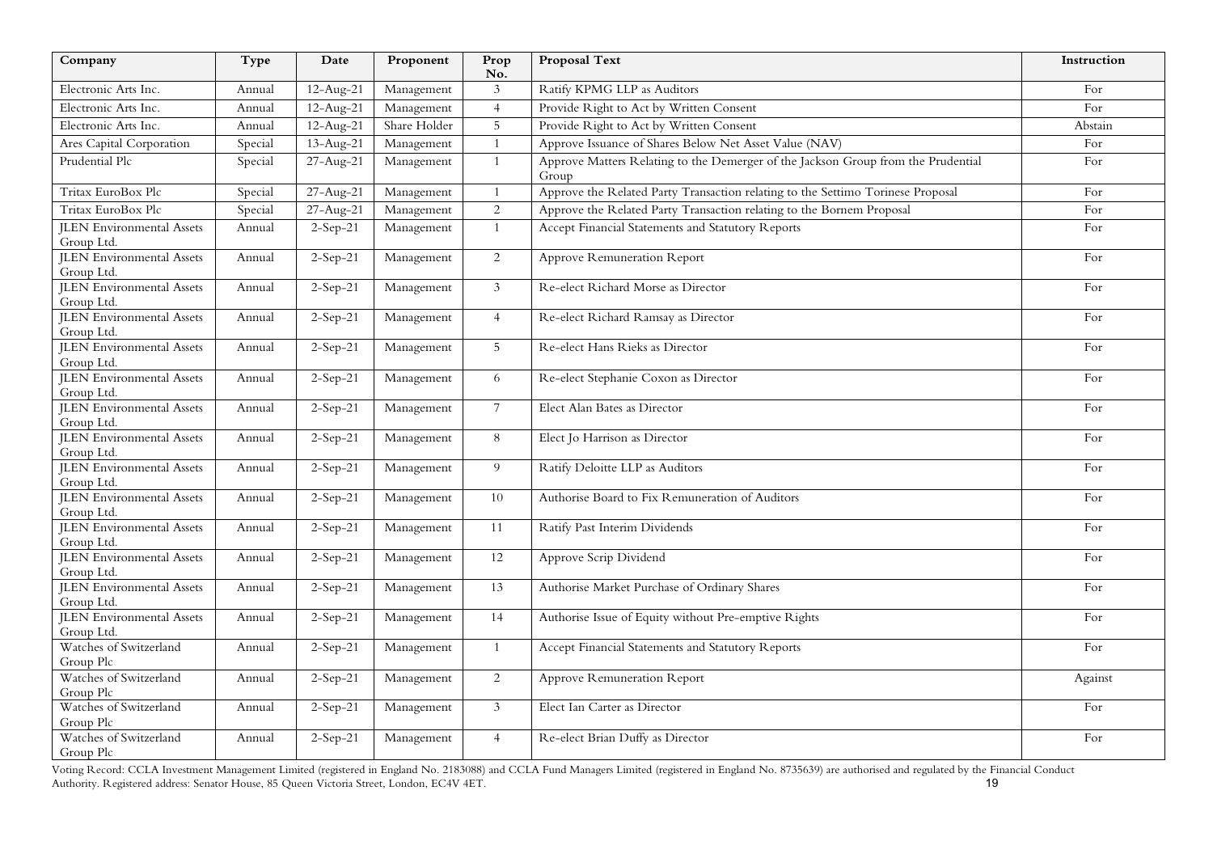| Company | Type | Date | Proponent | Prop No. | Proposal Text | Instruction |
|---|---|---|---|---|---|---|
| Electronic Arts Inc. | Annual | 12-Aug-21 | Management | 3 | Ratify KPMG LLP as Auditors | For |
| Electronic Arts Inc. | Annual | 12-Aug-21 | Management | 4 | Provide Right to Act by Written Consent | For |
| Electronic Arts Inc. | Annual | 12-Aug-21 | Share Holder | 5 | Provide Right to Act by Written Consent | Abstain |
| Ares Capital Corporation | Special | 13-Aug-21 | Management | 1 | Approve Issuance of Shares Below Net Asset Value (NAV) | For |
| Prudential Plc | Special | 27-Aug-21 | Management | 1 | Approve Matters Relating to the Demerger of the Jackson Group from the Prudential Group | For |
| Tritax EuroBox Plc | Special | 27-Aug-21 | Management | 1 | Approve the Related Party Transaction relating to the Settimo Torinese Proposal | For |
| Tritax EuroBox Plc | Special | 27-Aug-21 | Management | 2 | Approve the Related Party Transaction relating to the Bornem Proposal | For |
| JLEN Environmental Assets Group Ltd. | Annual | 2-Sep-21 | Management | 1 | Accept Financial Statements and Statutory Reports | For |
| JLEN Environmental Assets Group Ltd. | Annual | 2-Sep-21 | Management | 2 | Approve Remuneration Report | For |
| JLEN Environmental Assets Group Ltd. | Annual | 2-Sep-21 | Management | 3 | Re-elect Richard Morse as Director | For |
| JLEN Environmental Assets Group Ltd. | Annual | 2-Sep-21 | Management | 4 | Re-elect Richard Ramsay as Director | For |
| JLEN Environmental Assets Group Ltd. | Annual | 2-Sep-21 | Management | 5 | Re-elect Hans Rieks as Director | For |
| JLEN Environmental Assets Group Ltd. | Annual | 2-Sep-21 | Management | 6 | Re-elect Stephanie Coxon as Director | For |
| JLEN Environmental Assets Group Ltd. | Annual | 2-Sep-21 | Management | 7 | Elect Alan Bates as Director | For |
| JLEN Environmental Assets Group Ltd. | Annual | 2-Sep-21 | Management | 8 | Elect Jo Harrison as Director | For |
| JLEN Environmental Assets Group Ltd. | Annual | 2-Sep-21 | Management | 9 | Ratify Deloitte LLP as Auditors | For |
| JLEN Environmental Assets Group Ltd. | Annual | 2-Sep-21 | Management | 10 | Authorise Board to Fix Remuneration of Auditors | For |
| JLEN Environmental Assets Group Ltd. | Annual | 2-Sep-21 | Management | 11 | Ratify Past Interim Dividends | For |
| JLEN Environmental Assets Group Ltd. | Annual | 2-Sep-21 | Management | 12 | Approve Scrip Dividend | For |
| JLEN Environmental Assets Group Ltd. | Annual | 2-Sep-21 | Management | 13 | Authorise Market Purchase of Ordinary Shares | For |
| JLEN Environmental Assets Group Ltd. | Annual | 2-Sep-21 | Management | 14 | Authorise Issue of Equity without Pre-emptive Rights | For |
| Watches of Switzerland Group Plc | Annual | 2-Sep-21 | Management | 1 | Accept Financial Statements and Statutory Reports | For |
| Watches of Switzerland Group Plc | Annual | 2-Sep-21 | Management | 2 | Approve Remuneration Report | Against |
| Watches of Switzerland Group Plc | Annual | 2-Sep-21 | Management | 3 | Elect Ian Carter as Director | For |
| Watches of Switzerland Group Plc | Annual | 2-Sep-21 | Management | 4 | Re-elect Brian Duffy as Director | For |

Voting Record: CCLA Investment Management Limited (registered in England No. 2183088) and CCLA Fund Managers Limited (registered in England No. 8735639) are authorised and regulated by the Financial Conduct Authority. Registered address: Senator House, 85 Queen Victoria Street, London, EC4V 4ET.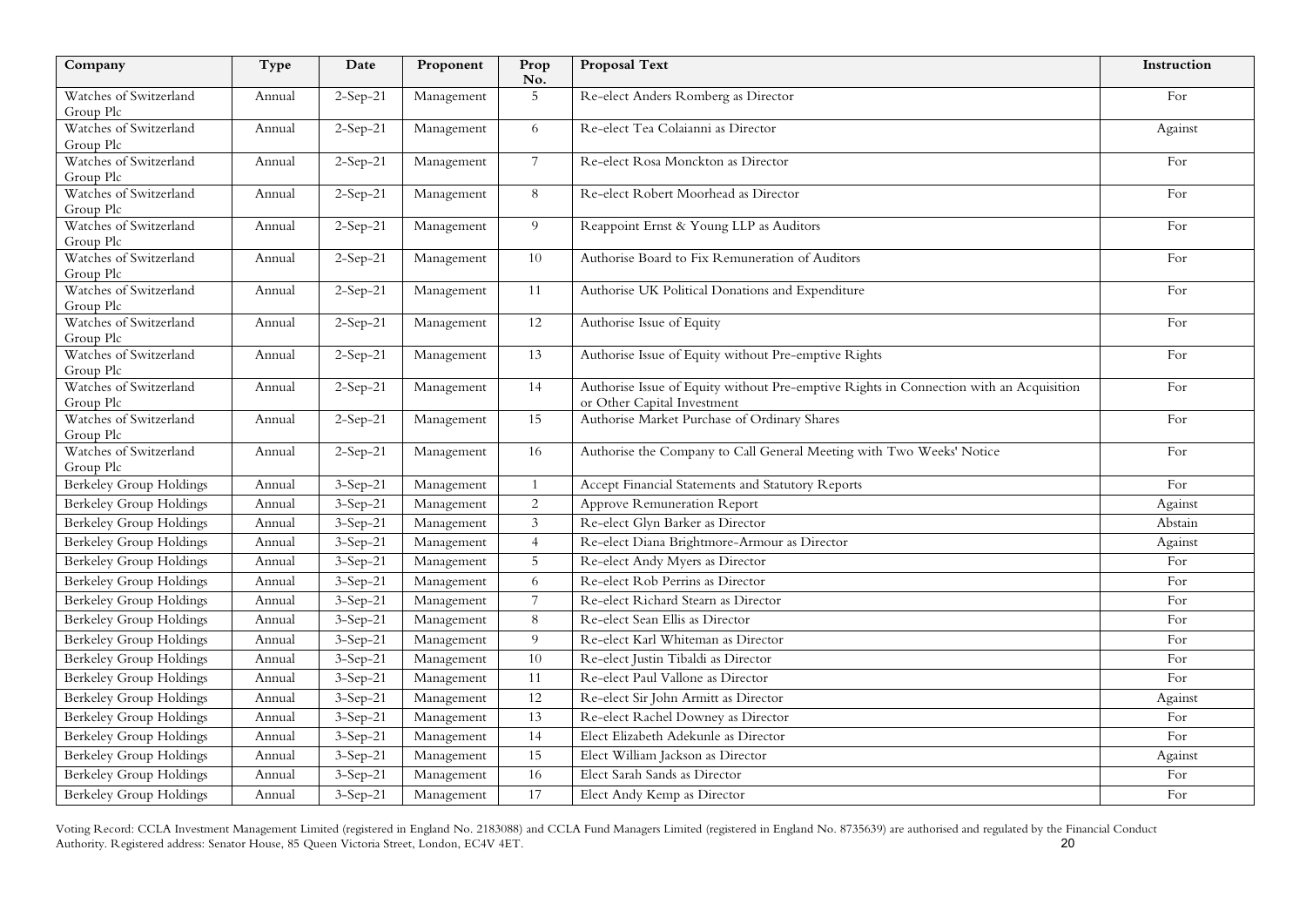| Company | Type | Date | Proponent | Prop No. | Proposal Text | Instruction |
|---|---|---|---|---|---|---|
| Watches of Switzerland Group Plc | Annual | 2-Sep-21 | Management | 5 | Re-elect Anders Romberg as Director | For |
| Watches of Switzerland Group Plc | Annual | 2-Sep-21 | Management | 6 | Re-elect Tea Colaianni as Director | Against |
| Watches of Switzerland Group Plc | Annual | 2-Sep-21 | Management | 7 | Re-elect Rosa Monckton as Director | For |
| Watches of Switzerland Group Plc | Annual | 2-Sep-21 | Management | 8 | Re-elect Robert Moorhead as Director | For |
| Watches of Switzerland Group Plc | Annual | 2-Sep-21 | Management | 9 | Reappoint Ernst & Young LLP as Auditors | For |
| Watches of Switzerland Group Plc | Annual | 2-Sep-21 | Management | 10 | Authorise Board to Fix Remuneration of Auditors | For |
| Watches of Switzerland Group Plc | Annual | 2-Sep-21 | Management | 11 | Authorise UK Political Donations and Expenditure | For |
| Watches of Switzerland Group Plc | Annual | 2-Sep-21 | Management | 12 | Authorise Issue of Equity | For |
| Watches of Switzerland Group Plc | Annual | 2-Sep-21 | Management | 13 | Authorise Issue of Equity without Pre-emptive Rights | For |
| Watches of Switzerland Group Plc | Annual | 2-Sep-21 | Management | 14 | Authorise Issue of Equity without Pre-emptive Rights in Connection with an Acquisition or Other Capital Investment | For |
| Watches of Switzerland Group Plc | Annual | 2-Sep-21 | Management | 15 | Authorise Market Purchase of Ordinary Shares | For |
| Watches of Switzerland Group Plc | Annual | 2-Sep-21 | Management | 16 | Authorise the Company to Call General Meeting with Two Weeks' Notice | For |
| Berkeley Group Holdings | Annual | 3-Sep-21 | Management | 1 | Accept Financial Statements and Statutory Reports | For |
| Berkeley Group Holdings | Annual | 3-Sep-21 | Management | 2 | Approve Remuneration Report | Against |
| Berkeley Group Holdings | Annual | 3-Sep-21 | Management | 3 | Re-elect Glyn Barker as Director | Abstain |
| Berkeley Group Holdings | Annual | 3-Sep-21 | Management | 4 | Re-elect Diana Brightmore-Armour as Director | Against |
| Berkeley Group Holdings | Annual | 3-Sep-21 | Management | 5 | Re-elect Andy Myers as Director | For |
| Berkeley Group Holdings | Annual | 3-Sep-21 | Management | 6 | Re-elect Rob Perrins as Director | For |
| Berkeley Group Holdings | Annual | 3-Sep-21 | Management | 7 | Re-elect Richard Stearn as Director | For |
| Berkeley Group Holdings | Annual | 3-Sep-21 | Management | 8 | Re-elect Sean Ellis as Director | For |
| Berkeley Group Holdings | Annual | 3-Sep-21 | Management | 9 | Re-elect Karl Whiteman as Director | For |
| Berkeley Group Holdings | Annual | 3-Sep-21 | Management | 10 | Re-elect Justin Tibaldi as Director | For |
| Berkeley Group Holdings | Annual | 3-Sep-21 | Management | 11 | Re-elect Paul Vallone as Director | For |
| Berkeley Group Holdings | Annual | 3-Sep-21 | Management | 12 | Re-elect Sir John Armitt as Director | Against |
| Berkeley Group Holdings | Annual | 3-Sep-21 | Management | 13 | Re-elect Rachel Downey as Director | For |
| Berkeley Group Holdings | Annual | 3-Sep-21 | Management | 14 | Elect Elizabeth Adekunle as Director | For |
| Berkeley Group Holdings | Annual | 3-Sep-21 | Management | 15 | Elect William Jackson as Director | Against |
| Berkeley Group Holdings | Annual | 3-Sep-21 | Management | 16 | Elect Sarah Sands as Director | For |
| Berkeley Group Holdings | Annual | 3-Sep-21 | Management | 17 | Elect Andy Kemp as Director | For |

Voting Record: CCLA Investment Management Limited (registered in England No. 2183088) and CCLA Fund Managers Limited (registered in England No. 8735639) are authorised and regulated by the Financial Conduct Authority. Registered address: Senator House, 85 Queen Victoria Street, London, EC4V 4ET.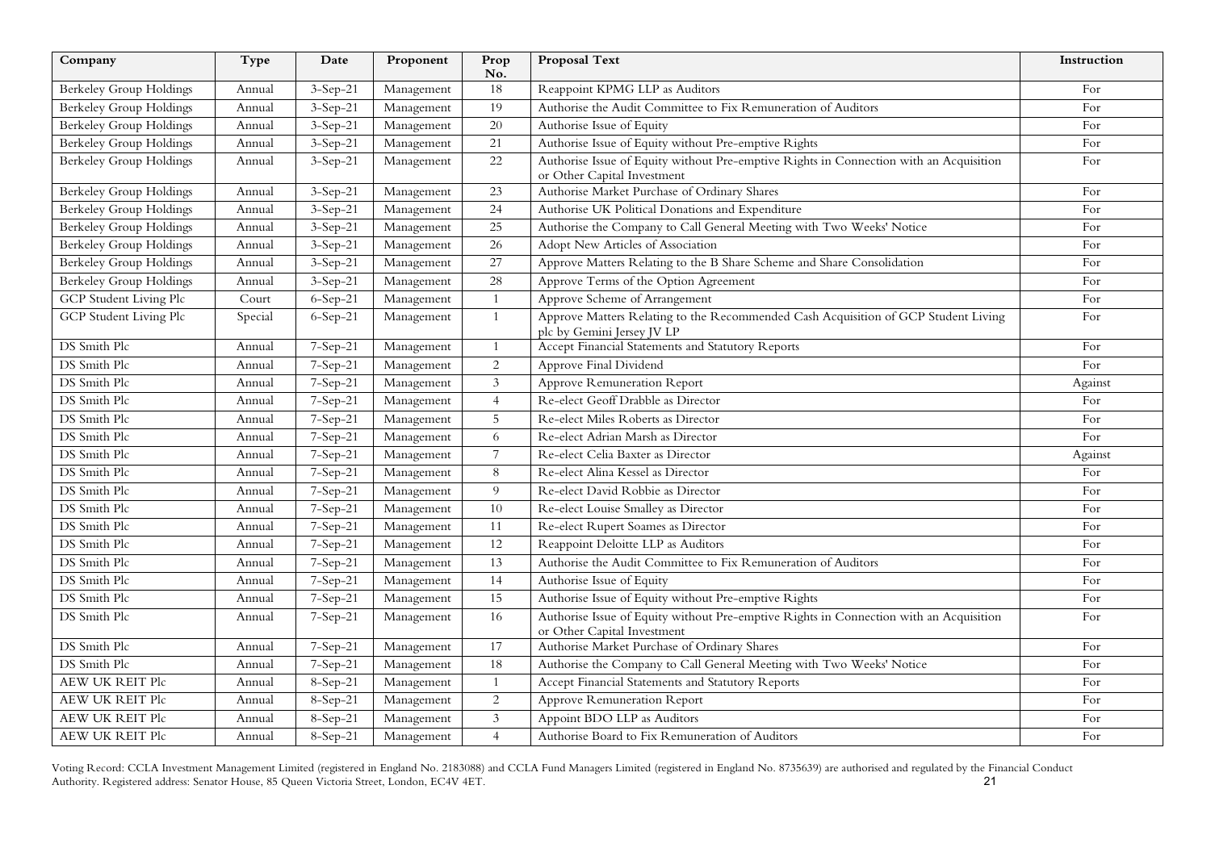| Company | Type | Date | Proponent | Prop No. | Proposal Text | Instruction |
|---|---|---|---|---|---|---|
| Berkeley Group Holdings | Annual | 3-Sep-21 | Management | 18 | Reappoint KPMG LLP as Auditors | For |
| Berkeley Group Holdings | Annual | 3-Sep-21 | Management | 19 | Authorise the Audit Committee to Fix Remuneration of Auditors | For |
| Berkeley Group Holdings | Annual | 3-Sep-21 | Management | 20 | Authorise Issue of Equity | For |
| Berkeley Group Holdings | Annual | 3-Sep-21 | Management | 21 | Authorise Issue of Equity without Pre-emptive Rights | For |
| Berkeley Group Holdings | Annual | 3-Sep-21 | Management | 22 | Authorise Issue of Equity without Pre-emptive Rights in Connection with an Acquisition or Other Capital Investment | For |
| Berkeley Group Holdings | Annual | 3-Sep-21 | Management | 23 | Authorise Market Purchase of Ordinary Shares | For |
| Berkeley Group Holdings | Annual | 3-Sep-21 | Management | 24 | Authorise UK Political Donations and Expenditure | For |
| Berkeley Group Holdings | Annual | 3-Sep-21 | Management | 25 | Authorise the Company to Call General Meeting with Two Weeks' Notice | For |
| Berkeley Group Holdings | Annual | 3-Sep-21 | Management | 26 | Adopt New Articles of Association | For |
| Berkeley Group Holdings | Annual | 3-Sep-21 | Management | 27 | Approve Matters Relating to the B Share Scheme and Share Consolidation | For |
| Berkeley Group Holdings | Annual | 3-Sep-21 | Management | 28 | Approve Terms of the Option Agreement | For |
| GCP Student Living Plc | Court | 6-Sep-21 | Management | 1 | Approve Scheme of Arrangement | For |
| GCP Student Living Plc | Special | 6-Sep-21 | Management | 1 | Approve Matters Relating to the Recommended Cash Acquisition of GCP Student Living plc by Gemini Jersey JV LP | For |
| DS Smith Plc | Annual | 7-Sep-21 | Management | 1 | Accept Financial Statements and Statutory Reports | For |
| DS Smith Plc | Annual | 7-Sep-21 | Management | 2 | Approve Final Dividend | For |
| DS Smith Plc | Annual | 7-Sep-21 | Management | 3 | Approve Remuneration Report | Against |
| DS Smith Plc | Annual | 7-Sep-21 | Management | 4 | Re-elect Geoff Drabble as Director | For |
| DS Smith Plc | Annual | 7-Sep-21 | Management | 5 | Re-elect Miles Roberts as Director | For |
| DS Smith Plc | Annual | 7-Sep-21 | Management | 6 | Re-elect Adrian Marsh as Director | For |
| DS Smith Plc | Annual | 7-Sep-21 | Management | 7 | Re-elect Celia Baxter as Director | Against |
| DS Smith Plc | Annual | 7-Sep-21 | Management | 8 | Re-elect Alina Kessel as Director | For |
| DS Smith Plc | Annual | 7-Sep-21 | Management | 9 | Re-elect David Robbie as Director | For |
| DS Smith Plc | Annual | 7-Sep-21 | Management | 10 | Re-elect Louise Smalley as Director | For |
| DS Smith Plc | Annual | 7-Sep-21 | Management | 11 | Re-elect Rupert Soames as Director | For |
| DS Smith Plc | Annual | 7-Sep-21 | Management | 12 | Reappoint Deloitte LLP as Auditors | For |
| DS Smith Plc | Annual | 7-Sep-21 | Management | 13 | Authorise the Audit Committee to Fix Remuneration of Auditors | For |
| DS Smith Plc | Annual | 7-Sep-21 | Management | 14 | Authorise Issue of Equity | For |
| DS Smith Plc | Annual | 7-Sep-21 | Management | 15 | Authorise Issue of Equity without Pre-emptive Rights | For |
| DS Smith Plc | Annual | 7-Sep-21 | Management | 16 | Authorise Issue of Equity without Pre-emptive Rights in Connection with an Acquisition or Other Capital Investment | For |
| DS Smith Plc | Annual | 7-Sep-21 | Management | 17 | Authorise Market Purchase of Ordinary Shares | For |
| DS Smith Plc | Annual | 7-Sep-21 | Management | 18 | Authorise the Company to Call General Meeting with Two Weeks' Notice | For |
| AEW UK REIT Plc | Annual | 8-Sep-21 | Management | 1 | Accept Financial Statements and Statutory Reports | For |
| AEW UK REIT Plc | Annual | 8-Sep-21 | Management | 2 | Approve Remuneration Report | For |
| AEW UK REIT Plc | Annual | 8-Sep-21 | Management | 3 | Appoint BDO LLP as Auditors | For |
| AEW UK REIT Plc | Annual | 8-Sep-21 | Management | 4 | Authorise Board to Fix Remuneration of Auditors | For |

Voting Record: CCLA Investment Management Limited (registered in England No. 2183088) and CCLA Fund Managers Limited (registered in England No. 8735639) are authorised and regulated by the Financial Conduct Authority. Registered address: Senator House, 85 Queen Victoria Street, London, EC4V 4ET.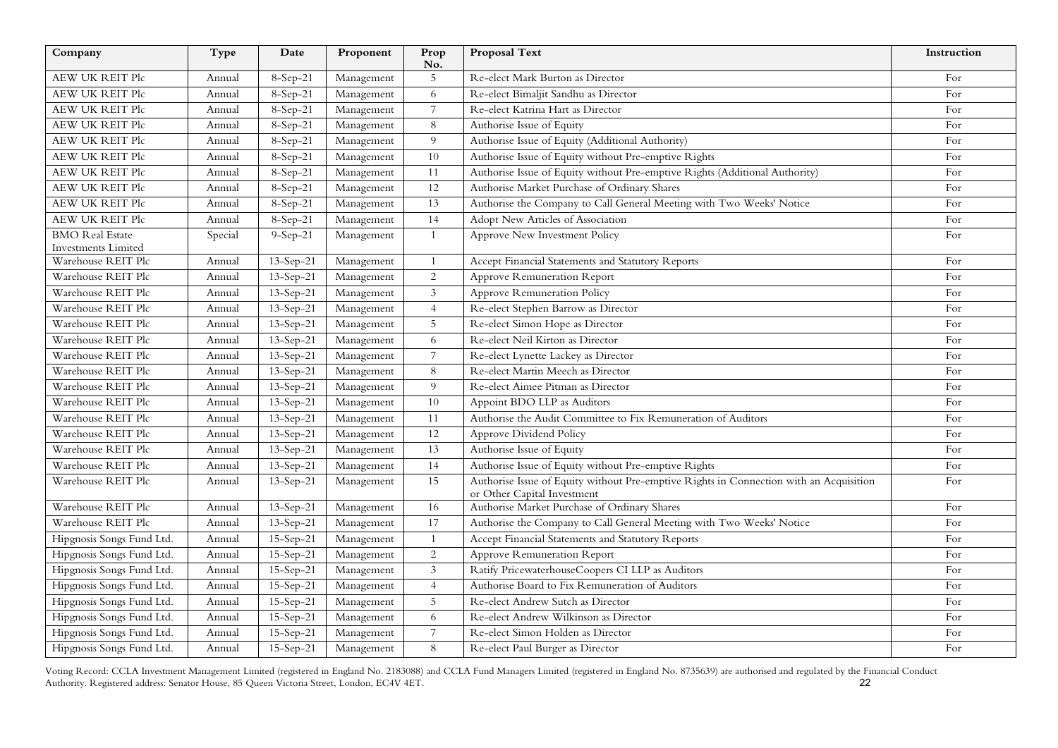| Company | Type | Date | Proponent | Prop No. | Proposal Text | Instruction |
|---|---|---|---|---|---|---|
| AEW UK REIT Plc | Annual | 8-Sep-21 | Management | 5 | Re-elect Mark Burton as Director | For |
| AEW UK REIT Plc | Annual | 8-Sep-21 | Management | 6 | Re-elect Bimaljit Sandhu as Director | For |
| AEW UK REIT Plc | Annual | 8-Sep-21 | Management | 7 | Re-elect Katrina Hart as Director | For |
| AEW UK REIT Plc | Annual | 8-Sep-21 | Management | 8 | Authorise Issue of Equity | For |
| AEW UK REIT Plc | Annual | 8-Sep-21 | Management | 9 | Authorise Issue of Equity (Additional Authority) | For |
| AEW UK REIT Plc | Annual | 8-Sep-21 | Management | 10 | Authorise Issue of Equity without Pre-emptive Rights | For |
| AEW UK REIT Plc | Annual | 8-Sep-21 | Management | 11 | Authorise Issue of Equity without Pre-emptive Rights (Additional Authority) | For |
| AEW UK REIT Plc | Annual | 8-Sep-21 | Management | 12 | Authorise Market Purchase of Ordinary Shares | For |
| AEW UK REIT Plc | Annual | 8-Sep-21 | Management | 13 | Authorise the Company to Call General Meeting with Two Weeks' Notice | For |
| AEW UK REIT Plc | Annual | 8-Sep-21 | Management | 14 | Adopt New Articles of Association | For |
| BMO Real Estate Investments Limited | Special | 9-Sep-21 | Management | 1 | Approve New Investment Policy | For |
| Warehouse REIT Plc | Annual | 13-Sep-21 | Management | 1 | Accept Financial Statements and Statutory Reports | For |
| Warehouse REIT Plc | Annual | 13-Sep-21 | Management | 2 | Approve Remuneration Report | For |
| Warehouse REIT Plc | Annual | 13-Sep-21 | Management | 3 | Approve Remuneration Policy | For |
| Warehouse REIT Plc | Annual | 13-Sep-21 | Management | 4 | Re-elect Stephen Barrow as Director | For |
| Warehouse REIT Plc | Annual | 13-Sep-21 | Management | 5 | Re-elect Simon Hope as Director | For |
| Warehouse REIT Plc | Annual | 13-Sep-21 | Management | 6 | Re-elect Neil Kirton as Director | For |
| Warehouse REIT Plc | Annual | 13-Sep-21 | Management | 7 | Re-elect Lynette Lackey as Director | For |
| Warehouse REIT Plc | Annual | 13-Sep-21 | Management | 8 | Re-elect Martin Meech as Director | For |
| Warehouse REIT Plc | Annual | 13-Sep-21 | Management | 9 | Re-elect Aimee Pitman as Director | For |
| Warehouse REIT Plc | Annual | 13-Sep-21 | Management | 10 | Appoint BDO LLP as Auditors | For |
| Warehouse REIT Plc | Annual | 13-Sep-21 | Management | 11 | Authorise the Audit Committee to Fix Remuneration of Auditors | For |
| Warehouse REIT Plc | Annual | 13-Sep-21 | Management | 12 | Approve Dividend Policy | For |
| Warehouse REIT Plc | Annual | 13-Sep-21 | Management | 13 | Authorise Issue of Equity | For |
| Warehouse REIT Plc | Annual | 13-Sep-21 | Management | 14 | Authorise Issue of Equity without Pre-emptive Rights | For |
| Warehouse REIT Plc | Annual | 13-Sep-21 | Management | 15 | Authorise Issue of Equity without Pre-emptive Rights in Connection with an Acquisition or Other Capital Investment | For |
| Warehouse REIT Plc | Annual | 13-Sep-21 | Management | 16 | Authorise Market Purchase of Ordinary Shares | For |
| Warehouse REIT Plc | Annual | 13-Sep-21 | Management | 17 | Authorise the Company to Call General Meeting with Two Weeks' Notice | For |
| Hipgnosis Songs Fund Ltd. | Annual | 15-Sep-21 | Management | 1 | Accept Financial Statements and Statutory Reports | For |
| Hipgnosis Songs Fund Ltd. | Annual | 15-Sep-21 | Management | 2 | Approve Remuneration Report | For |
| Hipgnosis Songs Fund Ltd. | Annual | 15-Sep-21 | Management | 3 | Ratify PricewaterhouseCoopers CI LLP as Auditors | For |
| Hipgnosis Songs Fund Ltd. | Annual | 15-Sep-21 | Management | 4 | Authorise Board to Fix Remuneration of Auditors | For |
| Hipgnosis Songs Fund Ltd. | Annual | 15-Sep-21 | Management | 5 | Re-elect Andrew Sutch as Director | For |
| Hipgnosis Songs Fund Ltd. | Annual | 15-Sep-21 | Management | 6 | Re-elect Andrew Wilkinson as Director | For |
| Hipgnosis Songs Fund Ltd. | Annual | 15-Sep-21 | Management | 7 | Re-elect Simon Holden as Director | For |
| Hipgnosis Songs Fund Ltd. | Annual | 15-Sep-21 | Management | 8 | Re-elect Paul Burger as Director | For |

Voting Record: CCLA Investment Management Limited (registered in England No. 2183088) and CCLA Fund Managers Limited (registered in England No. 8735639) are authorised and regulated by the Financial Conduct Authority. Registered address: Senator House, 85 Queen Victoria Street, London, EC4V 4ET.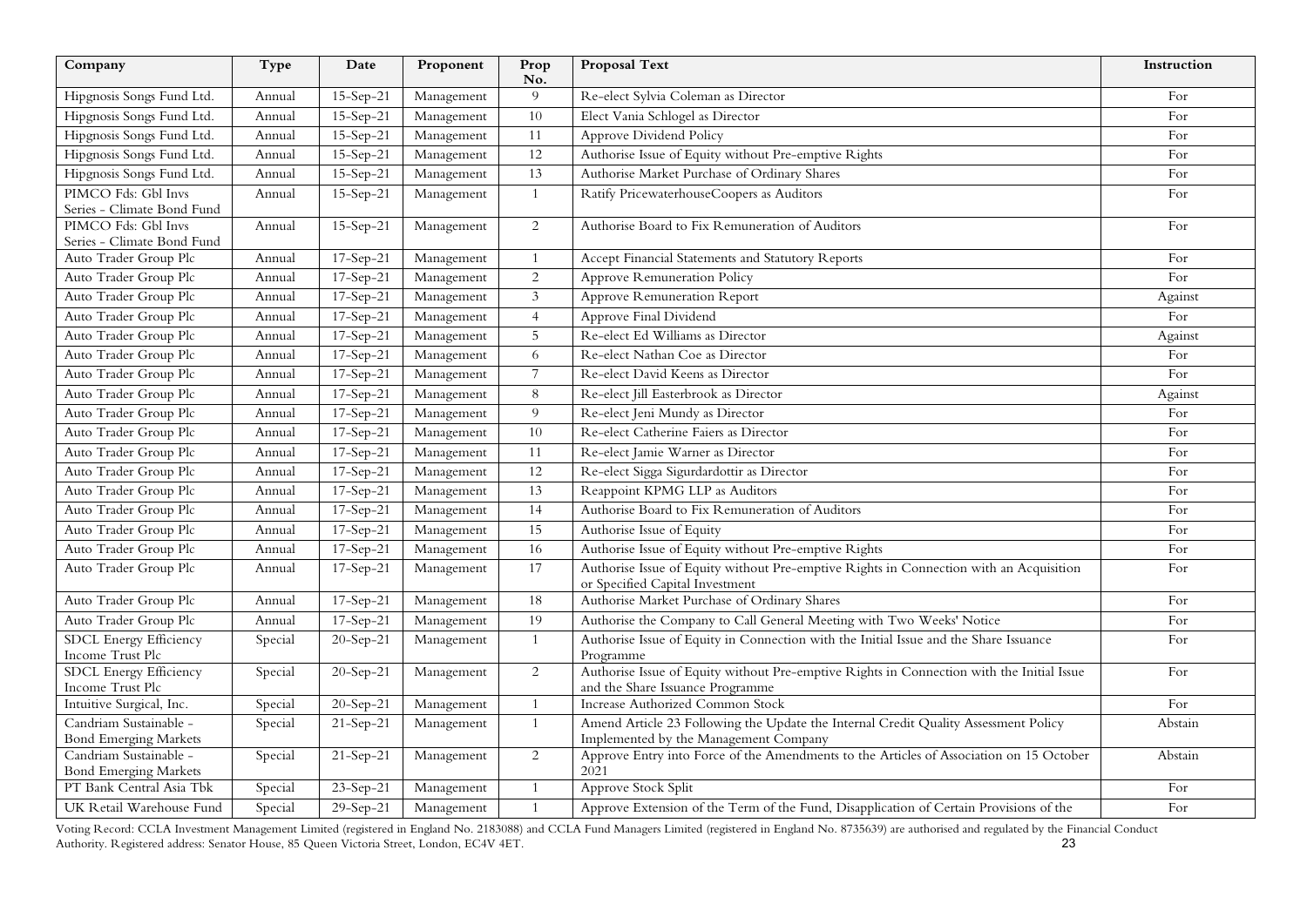| Company | Type | Date | Proponent | Prop No. | Proposal Text | Instruction |
|---|---|---|---|---|---|---|
| Hipgnosis Songs Fund Ltd. | Annual | 15-Sep-21 | Management | 9 | Re-elect Sylvia Coleman as Director | For |
| Hipgnosis Songs Fund Ltd. | Annual | 15-Sep-21 | Management | 10 | Elect Vania Schlogel as Director | For |
| Hipgnosis Songs Fund Ltd. | Annual | 15-Sep-21 | Management | 11 | Approve Dividend Policy | For |
| Hipgnosis Songs Fund Ltd. | Annual | 15-Sep-21 | Management | 12 | Authorise Issue of Equity without Pre-emptive Rights | For |
| Hipgnosis Songs Fund Ltd. | Annual | 15-Sep-21 | Management | 13 | Authorise Market Purchase of Ordinary Shares | For |
| PIMCO Fds: Gbl Invs Series - Climate Bond Fund | Annual | 15-Sep-21 | Management | 1 | Ratify PricewaterhouseCoopers as Auditors | For |
| PIMCO Fds: Gbl Invs Series - Climate Bond Fund | Annual | 15-Sep-21 | Management | 2 | Authorise Board to Fix Remuneration of Auditors | For |
| Auto Trader Group Plc | Annual | 17-Sep-21 | Management | 1 | Accept Financial Statements and Statutory Reports | For |
| Auto Trader Group Plc | Annual | 17-Sep-21 | Management | 2 | Approve Remuneration Policy | For |
| Auto Trader Group Plc | Annual | 17-Sep-21 | Management | 3 | Approve Remuneration Report | Against |
| Auto Trader Group Plc | Annual | 17-Sep-21 | Management | 4 | Approve Final Dividend | For |
| Auto Trader Group Plc | Annual | 17-Sep-21 | Management | 5 | Re-elect Ed Williams as Director | Against |
| Auto Trader Group Plc | Annual | 17-Sep-21 | Management | 6 | Re-elect Nathan Coe as Director | For |
| Auto Trader Group Plc | Annual | 17-Sep-21 | Management | 7 | Re-elect David Keens as Director | For |
| Auto Trader Group Plc | Annual | 17-Sep-21 | Management | 8 | Re-elect Jill Easterbrook as Director | Against |
| Auto Trader Group Plc | Annual | 17-Sep-21 | Management | 9 | Re-elect Jeni Mundy as Director | For |
| Auto Trader Group Plc | Annual | 17-Sep-21 | Management | 10 | Re-elect Catherine Faiers as Director | For |
| Auto Trader Group Plc | Annual | 17-Sep-21 | Management | 11 | Re-elect Jamie Warner as Director | For |
| Auto Trader Group Plc | Annual | 17-Sep-21 | Management | 12 | Re-elect Sigga Sigurdardottir as Director | For |
| Auto Trader Group Plc | Annual | 17-Sep-21 | Management | 13 | Reappoint KPMG LLP as Auditors | For |
| Auto Trader Group Plc | Annual | 17-Sep-21 | Management | 14 | Authorise Board to Fix Remuneration of Auditors | For |
| Auto Trader Group Plc | Annual | 17-Sep-21 | Management | 15 | Authorise Issue of Equity | For |
| Auto Trader Group Plc | Annual | 17-Sep-21 | Management | 16 | Authorise Issue of Equity without Pre-emptive Rights | For |
| Auto Trader Group Plc | Annual | 17-Sep-21 | Management | 17 | Authorise Issue of Equity without Pre-emptive Rights in Connection with an Acquisition or Specified Capital Investment | For |
| Auto Trader Group Plc | Annual | 17-Sep-21 | Management | 18 | Authorise Market Purchase of Ordinary Shares | For |
| Auto Trader Group Plc | Annual | 17-Sep-21 | Management | 19 | Authorise the Company to Call General Meeting with Two Weeks' Notice | For |
| SDCL Energy Efficiency Income Trust Plc | Special | 20-Sep-21 | Management | 1 | Authorise Issue of Equity in Connection with the Initial Issue and the Share Issuance Programme | For |
| SDCL Energy Efficiency Income Trust Plc | Special | 20-Sep-21 | Management | 2 | Authorise Issue of Equity without Pre-emptive Rights in Connection with the Initial Issue and the Share Issuance Programme | For |
| Intuitive Surgical, Inc. | Special | 20-Sep-21 | Management | 1 | Increase Authorized Common Stock | For |
| Candriam Sustainable - Bond Emerging Markets | Special | 21-Sep-21 | Management | 1 | Amend Article 23 Following the Update the Internal Credit Quality Assessment Policy Implemented by the Management Company | Abstain |
| Candriam Sustainable - Bond Emerging Markets | Special | 21-Sep-21 | Management | 2 | Approve Entry into Force of the Amendments to the Articles of Association on 15 October 2021 | Abstain |
| PT Bank Central Asia Tbk | Special | 23-Sep-21 | Management | 1 | Approve Stock Split | For |
| UK Retail Warehouse Fund | Special | 29-Sep-21 | Management | 1 | Approve Extension of the Term of the Fund, Disapplication of Certain Provisions of the | For |

Voting Record: CCLA Investment Management Limited (registered in England No. 2183088) and CCLA Fund Managers Limited (registered in England No. 8735639) are authorised and regulated by the Financial Conduct Authority. Registered address: Senator House, 85 Queen Victoria Street, London, EC4V 4ET.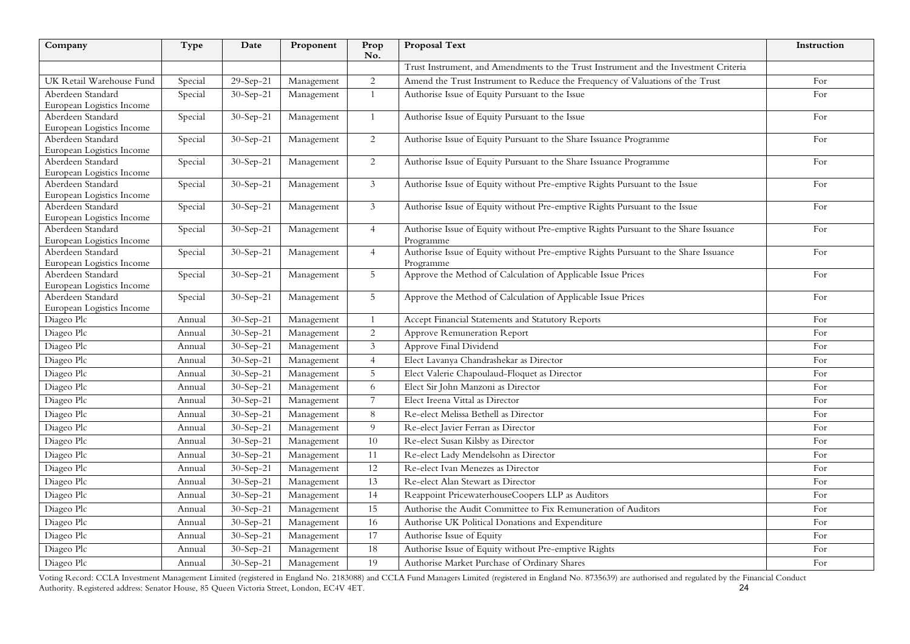| Company | Type | Date | Proponent | Prop No. | Proposal Text | Instruction |
|---|---|---|---|---|---|---|
| | | | | | Trust Instrument, and Amendments to the Trust Instrument and the Investment Criteria | |
| UK Retail Warehouse Fund | Special | 29-Sep-21 | Management | 2 | Amend the Trust Instrument to Reduce the Frequency of Valuations of the Trust | For |
| Aberdeen Standard European Logistics Income | Special | 30-Sep-21 | Management | 1 | Authorise Issue of Equity Pursuant to the Issue | For |
| Aberdeen Standard European Logistics Income | Special | 30-Sep-21 | Management | 1 | Authorise Issue of Equity Pursuant to the Issue | For |
| Aberdeen Standard European Logistics Income | Special | 30-Sep-21 | Management | 2 | Authorise Issue of Equity Pursuant to the Share Issuance Programme | For |
| Aberdeen Standard European Logistics Income | Special | 30-Sep-21 | Management | 2 | Authorise Issue of Equity Pursuant to the Share Issuance Programme | For |
| Aberdeen Standard European Logistics Income | Special | 30-Sep-21 | Management | 3 | Authorise Issue of Equity without Pre-emptive Rights Pursuant to the Issue | For |
| Aberdeen Standard European Logistics Income | Special | 30-Sep-21 | Management | 3 | Authorise Issue of Equity without Pre-emptive Rights Pursuant to the Issue | For |
| Aberdeen Standard European Logistics Income | Special | 30-Sep-21 | Management | 4 | Authorise Issue of Equity without Pre-emptive Rights Pursuant to the Share Issuance Programme | For |
| Aberdeen Standard European Logistics Income | Special | 30-Sep-21 | Management | 4 | Authorise Issue of Equity without Pre-emptive Rights Pursuant to the Share Issuance Programme | For |
| Aberdeen Standard European Logistics Income | Special | 30-Sep-21 | Management | 5 | Approve the Method of Calculation of Applicable Issue Prices | For |
| Aberdeen Standard European Logistics Income | Special | 30-Sep-21 | Management | 5 | Approve the Method of Calculation of Applicable Issue Prices | For |
| Diageo Plc | Annual | 30-Sep-21 | Management | 1 | Accept Financial Statements and Statutory Reports | For |
| Diageo Plc | Annual | 30-Sep-21 | Management | 2 | Approve Remuneration Report | For |
| Diageo Plc | Annual | 30-Sep-21 | Management | 3 | Approve Final Dividend | For |
| Diageo Plc | Annual | 30-Sep-21 | Management | 4 | Elect Lavanya Chandrashekar as Director | For |
| Diageo Plc | Annual | 30-Sep-21 | Management | 5 | Elect Valerie Chapoulaud-Floquet as Director | For |
| Diageo Plc | Annual | 30-Sep-21 | Management | 6 | Elect Sir John Manzoni as Director | For |
| Diageo Plc | Annual | 30-Sep-21 | Management | 7 | Elect Ireena Vittal as Director | For |
| Diageo Plc | Annual | 30-Sep-21 | Management | 8 | Re-elect Melissa Bethell as Director | For |
| Diageo Plc | Annual | 30-Sep-21 | Management | 9 | Re-elect Javier Ferran as Director | For |
| Diageo Plc | Annual | 30-Sep-21 | Management | 10 | Re-elect Susan Kilsby as Director | For |
| Diageo Plc | Annual | 30-Sep-21 | Management | 11 | Re-elect Lady Mendelsohn as Director | For |
| Diageo Plc | Annual | 30-Sep-21 | Management | 12 | Re-elect Ivan Menezes as Director | For |
| Diageo Plc | Annual | 30-Sep-21 | Management | 13 | Re-elect Alan Stewart as Director | For |
| Diageo Plc | Annual | 30-Sep-21 | Management | 14 | Reappoint PricewaterhouseCoopers LLP as Auditors | For |
| Diageo Plc | Annual | 30-Sep-21 | Management | 15 | Authorise the Audit Committee to Fix Remuneration of Auditors | For |
| Diageo Plc | Annual | 30-Sep-21 | Management | 16 | Authorise UK Political Donations and Expenditure | For |
| Diageo Plc | Annual | 30-Sep-21 | Management | 17 | Authorise Issue of Equity | For |
| Diageo Plc | Annual | 30-Sep-21 | Management | 18 | Authorise Issue of Equity without Pre-emptive Rights | For |
| Diageo Plc | Annual | 30-Sep-21 | Management | 19 | Authorise Market Purchase of Ordinary Shares | For |

Voting Record: CCLA Investment Management Limited (registered in England No. 2183088) and CCLA Fund Managers Limited (registered in England No. 8735639) are authorised and regulated by the Financial Conduct Authority. Registered address: Senator House, 85 Queen Victoria Street, London, EC4V 4ET.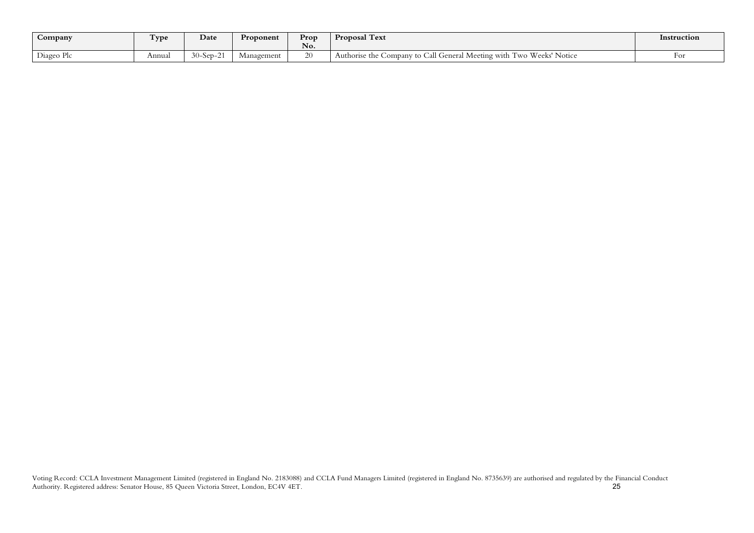| Company | Type | Date | Proponent | Prop No. | Proposal Text | Instruction |
|---|---|---|---|---|---|---|
| Diageo Plc | Annual | 30-Sep-21 | Management | 20 | Authorise the Company to Call General Meeting with Two Weeks' Notice | For |

Voting Record: CCLA Investment Management Limited (registered in England No. 2183088) and CCLA Fund Managers Limited (registered in England No. 8735639) are authorised and regulated by the Financial Conduct Authority. Registered address: Senator House, 85 Queen Victoria Street, London, EC4V 4ET.